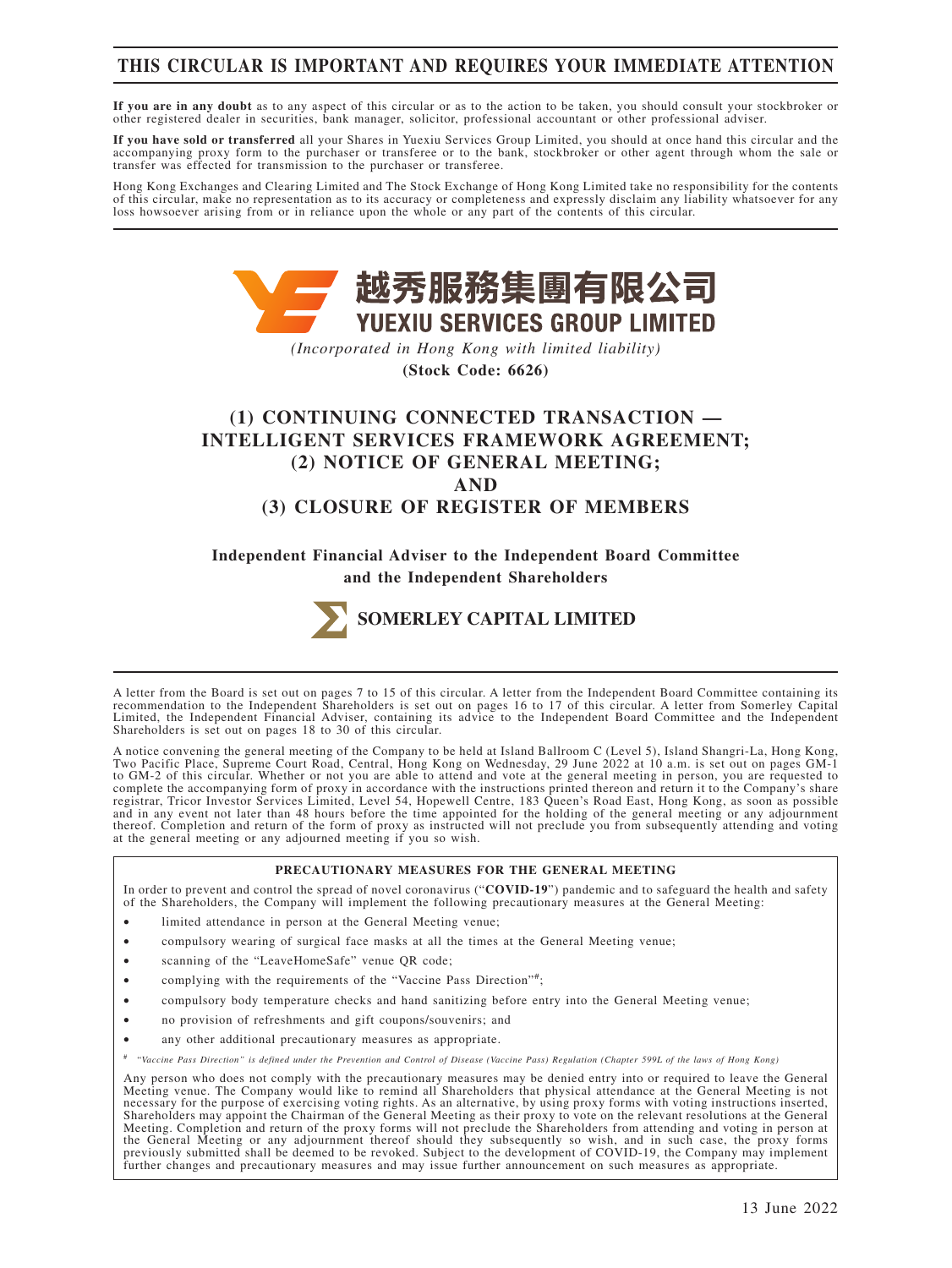# THIS CIRCULAR IS IMPORTANT AND REQUIRES YOUR IMMEDIATE ATTENTION

**If you are in any doubt** as to any aspect of this circular or as to the action to be taken, you should consult your stockbroker or other registered dealer in securities, bank manager, solicitor, professional accountant or other professional adviser.

**If you have sold or transferred** all your Shares in Yuexiu Services Group Limited, you should at once hand this circular and the accompanying proxy form to the purchaser or transferee or to the bank, stockbroker or other agent through whom the sale or transfer was effected for transmission to the purchaser or transferee.

Hong Kong Exchanges and Clearing Limited and The Stock Exchange of Hong Kong Limited take no responsibility for the contents of this circular, make no representation as to its accuracy or completeness and expressly disclaim any liability whatsoever for any loss howsoever arising from or in reliance upon the whole or any part of the contents of this circular.

**越秀服務集團有限公司**
**YUEXIU SERVICES GROUP LIMITED**

*(Incorporated in Hong Kong with limited liability)*

**(Stock Code: 6626)**

## (1) CONTINUING CONNECTED TRANSACTION — INTELLIGENT SERVICES FRAMEWORK AGREEMENT; (2) NOTICE OF GENERAL MEETING; AND (3) CLOSURE OF REGISTER OF MEMBERS

**Independent Financial Adviser to the Independent Board Committee and the Independent Shareholders**

**SOMERLEY CAPITAL LIMITED**

A letter from the Board is set out on pages 7 to 15 of this circular. A letter from the Independent Board Committee containing its recommendation to the Independent Shareholders is set out on pages 16 to 17 of this circular. A letter from Somerley Capital Limited, the Independent Financial Adviser, containing its advice to the Independent Board Committee and the Independent Shareholders is set out on pages 18 to 30 of this circular.

A notice convening the general meeting of the Company to be held at Island Ballroom C (Level 5), Island Shangri-La, Hong Kong, Two Pacific Place, Supreme Court Road, Central, Hong Kong on Wednesday, 29 June 2022 at 10 a.m. is set out on pages GM-1 to GM-2 of this circular. Whether or not you are able to attend and vote at the general meeting in person, you are requested to complete the accompanying form of proxy in accordance with the instructions printed thereon and return it to the Company's share registrar, Tricor Investor Services Limited, Level 54, Hopewell Centre, 183 Queen's Road East, Hong Kong, as soon as possible and in any event not later than 48 hours before the time appointed for the holding of the general meeting or any adjournment thereof. Completion and return of the form of proxy as instructed will not preclude you from subsequently attending and voting at the general meeting or any adjourned meeting if you so wish.

**PRECAUTIONARY MEASURES FOR THE GENERAL MEETING**

In order to prevent and control the spread of novel coronavirus ("**COVID-19**") pandemic and to safeguard the health and safety of the Shareholders, the Company will implement the following precautionary measures at the General Meeting:

- limited attendance in person at the General Meeting venue;
- compulsory wearing of surgical face masks at all the times at the General Meeting venue;
- scanning of the "LeaveHomeSafe" venue QR code;
- complying with the requirements of the "Vaccine Pass Direction"#;
- compulsory body temperature checks and hand sanitizing before entry into the General Meeting venue;
- no provision of refreshments and gift coupons/souvenirs; and
- any other additional precautionary measures as appropriate.

\# *"Vaccine Pass Direction" is defined under the Prevention and Control of Disease (Vaccine Pass) Regulation (Chapter 599L of the laws of Hong Kong)*

Any person who does not comply with the precautionary measures may be denied entry into or required to leave the General Meeting venue. The Company would like to remind all Shareholders that physical attendance at the General Meeting is not necessary for the purpose of exercising voting rights. As an alternative, by using proxy forms with voting instructions inserted, Shareholders may appoint the Chairman of the General Meeting as their proxy to vote on the relevant resolutions at the General Meeting. Completion and return of the proxy forms will not preclude the Shareholders from attending and voting in person at the General Meeting or any adjournment thereof should they subsequently so wish, and in such case, the proxy forms previously submitted shall be deemed to be revoked. Subject to the development of COVID-19, the Company may implement further changes and precautionary measures and may issue further announcement on such measures as appropriate.

13 June 2022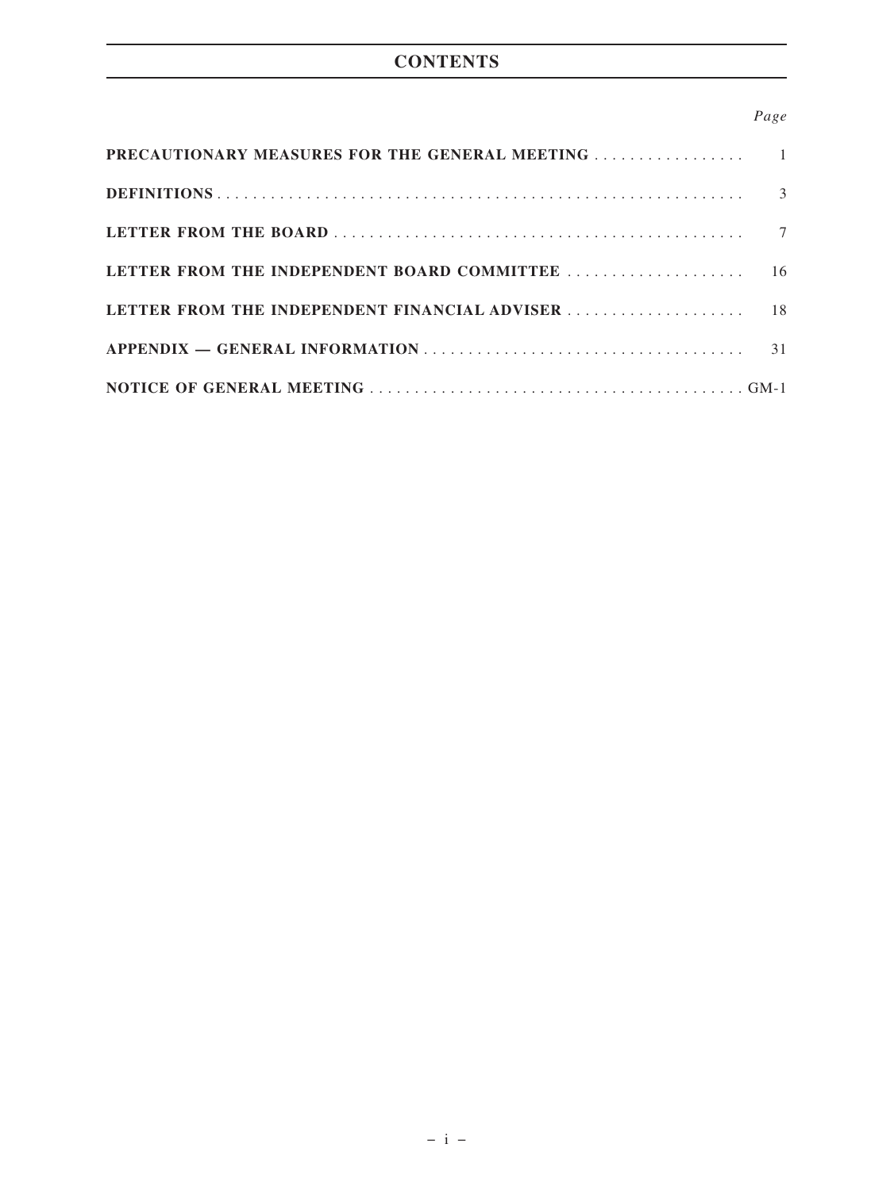# CONTENTS

| | *Page* |
|---|---|
| **PRECAUTIONARY MEASURES FOR THE GENERAL MEETING** | 1 |
| **DEFINITIONS** | 3 |
| **LETTER FROM THE BOARD** | 7 |
| **LETTER FROM THE INDEPENDENT BOARD COMMITTEE** | 16 |
| **LETTER FROM THE INDEPENDENT FINANCIAL ADVISER** | 18 |
| **APPENDIX — GENERAL INFORMATION** | 31 |
| **NOTICE OF GENERAL MEETING** | GM-1 |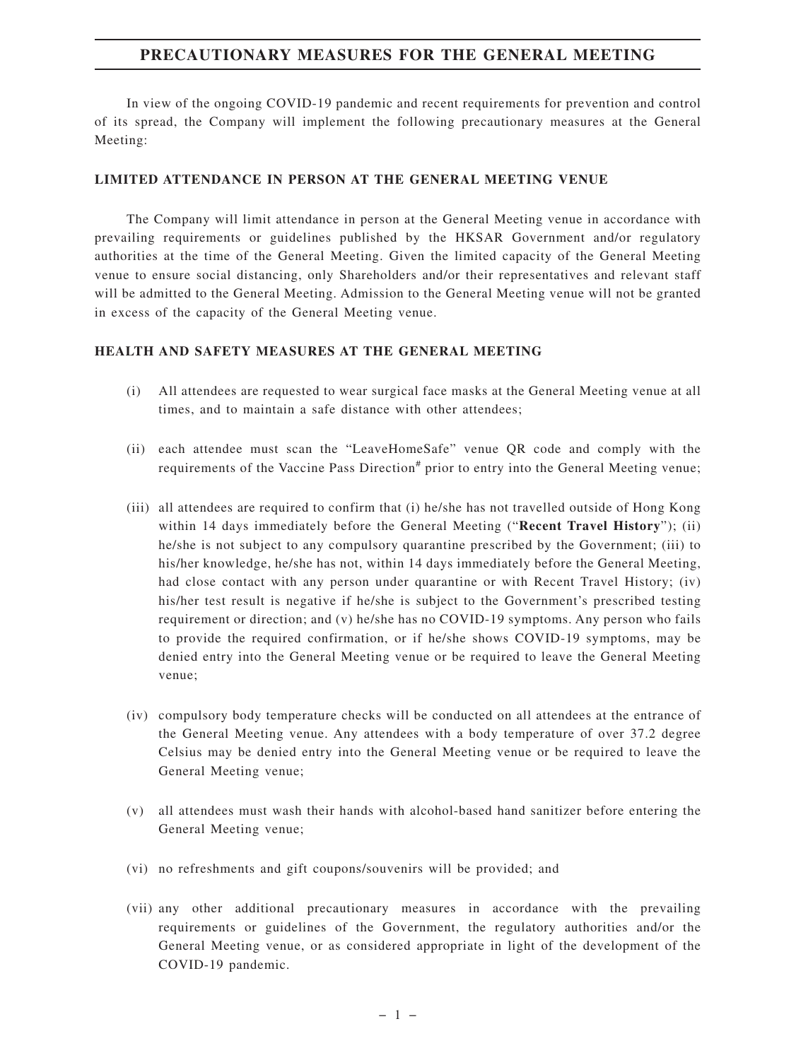# PRECAUTIONARY MEASURES FOR THE GENERAL MEETING

In view of the ongoing COVID-19 pandemic and recent requirements for prevention and control of its spread, the Company will implement the following precautionary measures at the General Meeting:

## LIMITED ATTENDANCE IN PERSON AT THE GENERAL MEETING VENUE

The Company will limit attendance in person at the General Meeting venue in accordance with prevailing requirements or guidelines published by the HKSAR Government and/or regulatory authorities at the time of the General Meeting. Given the limited capacity of the General Meeting venue to ensure social distancing, only Shareholders and/or their representatives and relevant staff will be admitted to the General Meeting. Admission to the General Meeting venue will not be granted in excess of the capacity of the General Meeting venue.

## HEALTH AND SAFETY MEASURES AT THE GENERAL MEETING

(i) All attendees are requested to wear surgical face masks at the General Meeting venue at all times, and to maintain a safe distance with other attendees;

(ii) each attendee must scan the "LeaveHomeSafe" venue QR code and comply with the requirements of the Vaccine Pass Direction# prior to entry into the General Meeting venue;

(iii) all attendees are required to confirm that (i) he/she has not travelled outside of Hong Kong within 14 days immediately before the General Meeting ("**Recent Travel History**"); (ii) he/she is not subject to any compulsory quarantine prescribed by the Government; (iii) to his/her knowledge, he/she has not, within 14 days immediately before the General Meeting, had close contact with any person under quarantine or with Recent Travel History; (iv) his/her test result is negative if he/she is subject to the Government's prescribed testing requirement or direction; and (v) he/she has no COVID-19 symptoms. Any person who fails to provide the required confirmation, or if he/she shows COVID-19 symptoms, may be denied entry into the General Meeting venue or be required to leave the General Meeting venue;

(iv) compulsory body temperature checks will be conducted on all attendees at the entrance of the General Meeting venue. Any attendees with a body temperature of over 37.2 degree Celsius may be denied entry into the General Meeting venue or be required to leave the General Meeting venue;

(v) all attendees must wash their hands with alcohol-based hand sanitizer before entering the General Meeting venue;

(vi) no refreshments and gift coupons/souvenirs will be provided; and

(vii) any other additional precautionary measures in accordance with the prevailing requirements or guidelines of the Government, the regulatory authorities and/or the General Meeting venue, or as considered appropriate in light of the development of the COVID-19 pandemic.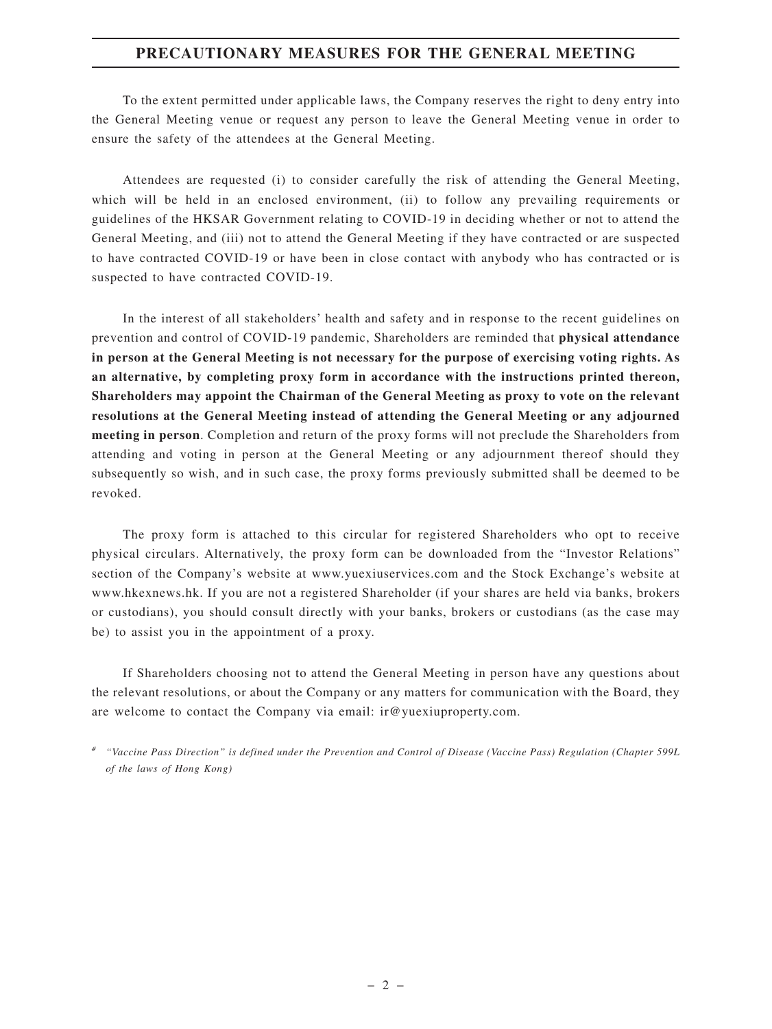## PRECAUTIONARY MEASURES FOR THE GENERAL MEETING

To the extent permitted under applicable laws, the Company reserves the right to deny entry into the General Meeting venue or request any person to leave the General Meeting venue in order to ensure the safety of the attendees at the General Meeting.

Attendees are requested (i) to consider carefully the risk of attending the General Meeting, which will be held in an enclosed environment, (ii) to follow any prevailing requirements or guidelines of the HKSAR Government relating to COVID-19 in deciding whether or not to attend the General Meeting, and (iii) not to attend the General Meeting if they have contracted or are suspected to have contracted COVID-19 or have been in close contact with anybody who has contracted or is suspected to have contracted COVID-19.

In the interest of all stakeholders' health and safety and in response to the recent guidelines on prevention and control of COVID-19 pandemic, Shareholders are reminded that **physical attendance in person at the General Meeting is not necessary for the purpose of exercising voting rights. As an alternative, by completing proxy form in accordance with the instructions printed thereon, Shareholders may appoint the Chairman of the General Meeting as proxy to vote on the relevant resolutions at the General Meeting instead of attending the General Meeting or any adjourned meeting in person**. Completion and return of the proxy forms will not preclude the Shareholders from attending and voting in person at the General Meeting or any adjournment thereof should they subsequently so wish, and in such case, the proxy forms previously submitted shall be deemed to be revoked.

The proxy form is attached to this circular for registered Shareholders who opt to receive physical circulars. Alternatively, the proxy form can be downloaded from the "Investor Relations" section of the Company's website at www.yuexiuservices.com and the Stock Exchange's website at www.hkexnews.hk. If you are not a registered Shareholder (if your shares are held via banks, brokers or custodians), you should consult directly with your banks, brokers or custodians (as the case may be) to assist you in the appointment of a proxy.

If Shareholders choosing not to attend the General Meeting in person have any questions about the relevant resolutions, or about the Company or any matters for communication with the Board, they are welcome to contact the Company via email: ir@yuexiuproperty.com.

# *"Vaccine Pass Direction" is defined under the Prevention and Control of Disease (Vaccine Pass) Regulation (Chapter 599L of the laws of Hong Kong)*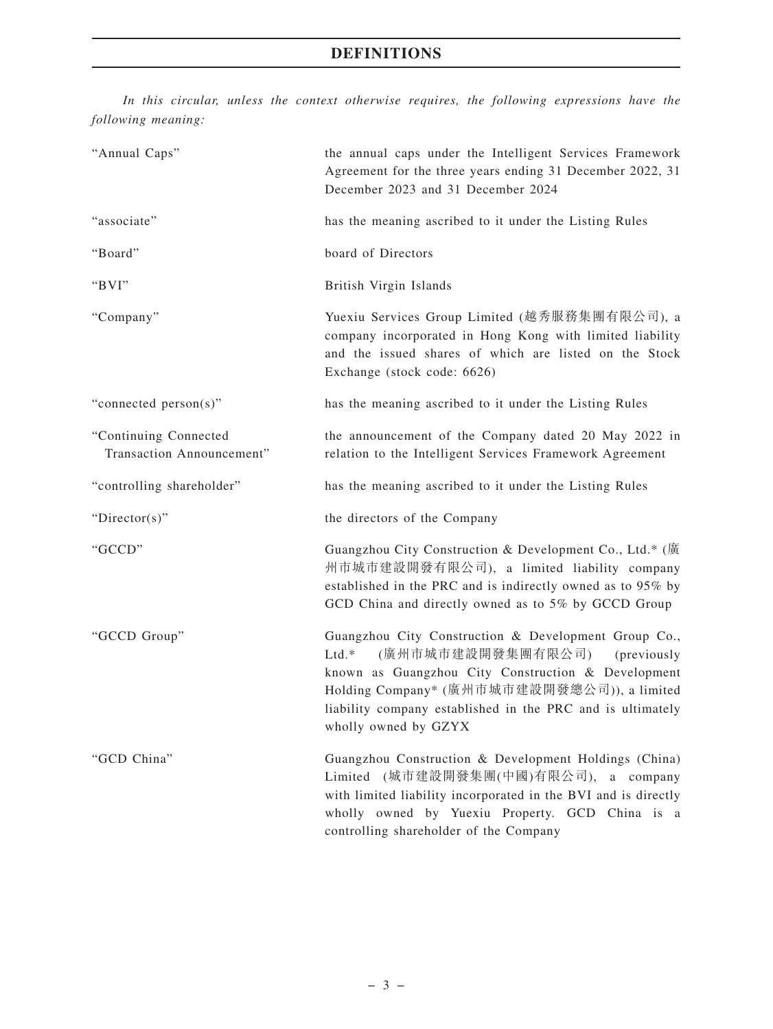# DEFINITIONS

*In this circular, unless the context otherwise requires, the following expressions have the following meaning:*

| | |
|---|---|
| "Annual Caps" | the annual caps under the Intelligent Services Framework Agreement for the three years ending 31 December 2022, 31 December 2023 and 31 December 2024 |
| "associate" | has the meaning ascribed to it under the Listing Rules |
| "Board" | board of Directors |
| "BVI" | British Virgin Islands |
| "Company" | Yuexiu Services Group Limited (越秀服務集團有限公司), a company incorporated in Hong Kong with limited liability and the issued shares of which are listed on the Stock Exchange (stock code: 6626) |
| "connected person(s)" | has the meaning ascribed to it under the Listing Rules |
| "Continuing Connected Transaction Announcement" | the announcement of the Company dated 20 May 2022 in relation to the Intelligent Services Framework Agreement |
| "controlling shareholder" | has the meaning ascribed to it under the Listing Rules |
| "Director(s)" | the directors of the Company |
| "GCCD" | Guangzhou City Construction & Development Co., Ltd.* (廣州市城市建設開發有限公司), a limited liability company established in the PRC and is indirectly owned as to 95% by GCD China and directly owned as to 5% by GCCD Group |
| "GCCD Group" | Guangzhou City Construction & Development Group Co., Ltd.* (廣州市城市建設開發集團有限公司) (previously known as Guangzhou City Construction & Development Holding Company* (廣州市城市建設開發總公司)), a limited liability company established in the PRC and is ultimately wholly owned by GZYX |
| "GCD China" | Guangzhou Construction & Development Holdings (China) Limited (城市建設開發集團(中國)有限公司), a company with limited liability incorporated in the BVI and is directly wholly owned by Yuexiu Property. GCD China is a controlling shareholder of the Company |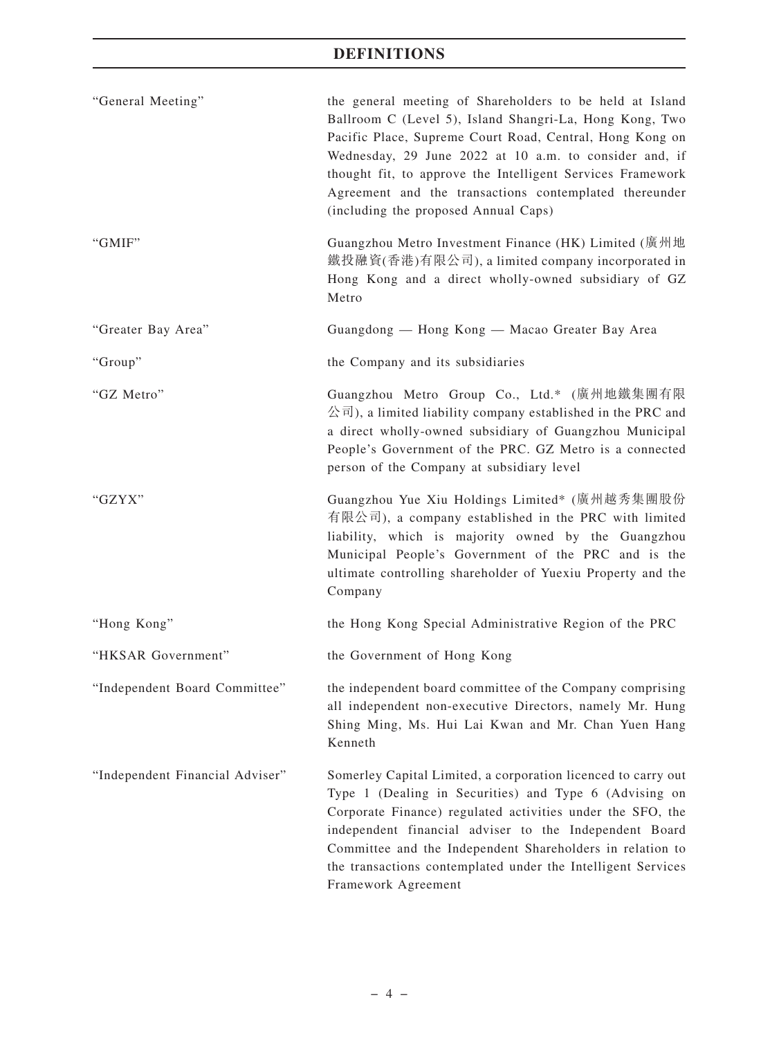# DEFINITIONS

| | |
|---|---|
| "General Meeting" | the general meeting of Shareholders to be held at Island Ballroom C (Level 5), Island Shangri-La, Hong Kong, Two Pacific Place, Supreme Court Road, Central, Hong Kong on Wednesday, 29 June 2022 at 10 a.m. to consider and, if thought fit, to approve the Intelligent Services Framework Agreement and the transactions contemplated thereunder (including the proposed Annual Caps) |
| "GMIF" | Guangzhou Metro Investment Finance (HK) Limited (廣州地鐵投融資(香港)有限公司), a limited company incorporated in Hong Kong and a direct wholly-owned subsidiary of GZ Metro |
| "Greater Bay Area" | Guangdong — Hong Kong — Macao Greater Bay Area |
| "Group" | the Company and its subsidiaries |
| "GZ Metro" | Guangzhou Metro Group Co., Ltd.* (廣州地鐵集團有限公司), a limited liability company established in the PRC and a direct wholly-owned subsidiary of Guangzhou Municipal People's Government of the PRC. GZ Metro is a connected person of the Company at subsidiary level |
| "GZYX" | Guangzhou Yue Xiu Holdings Limited* (廣州越秀集團股份有限公司), a company established in the PRC with limited liability, which is majority owned by the Guangzhou Municipal People's Government of the PRC and is the ultimate controlling shareholder of Yuexiu Property and the Company |
| "Hong Kong" | the Hong Kong Special Administrative Region of the PRC |
| "HKSAR Government" | the Government of Hong Kong |
| "Independent Board Committee" | the independent board committee of the Company comprising all independent non-executive Directors, namely Mr. Hung Shing Ming, Ms. Hui Lai Kwan and Mr. Chan Yuen Hang Kenneth |
| "Independent Financial Adviser" | Somerley Capital Limited, a corporation licenced to carry out Type 1 (Dealing in Securities) and Type 6 (Advising on Corporate Finance) regulated activities under the SFO, the independent financial adviser to the Independent Board Committee and the Independent Shareholders in relation to the transactions contemplated under the Intelligent Services Framework Agreement |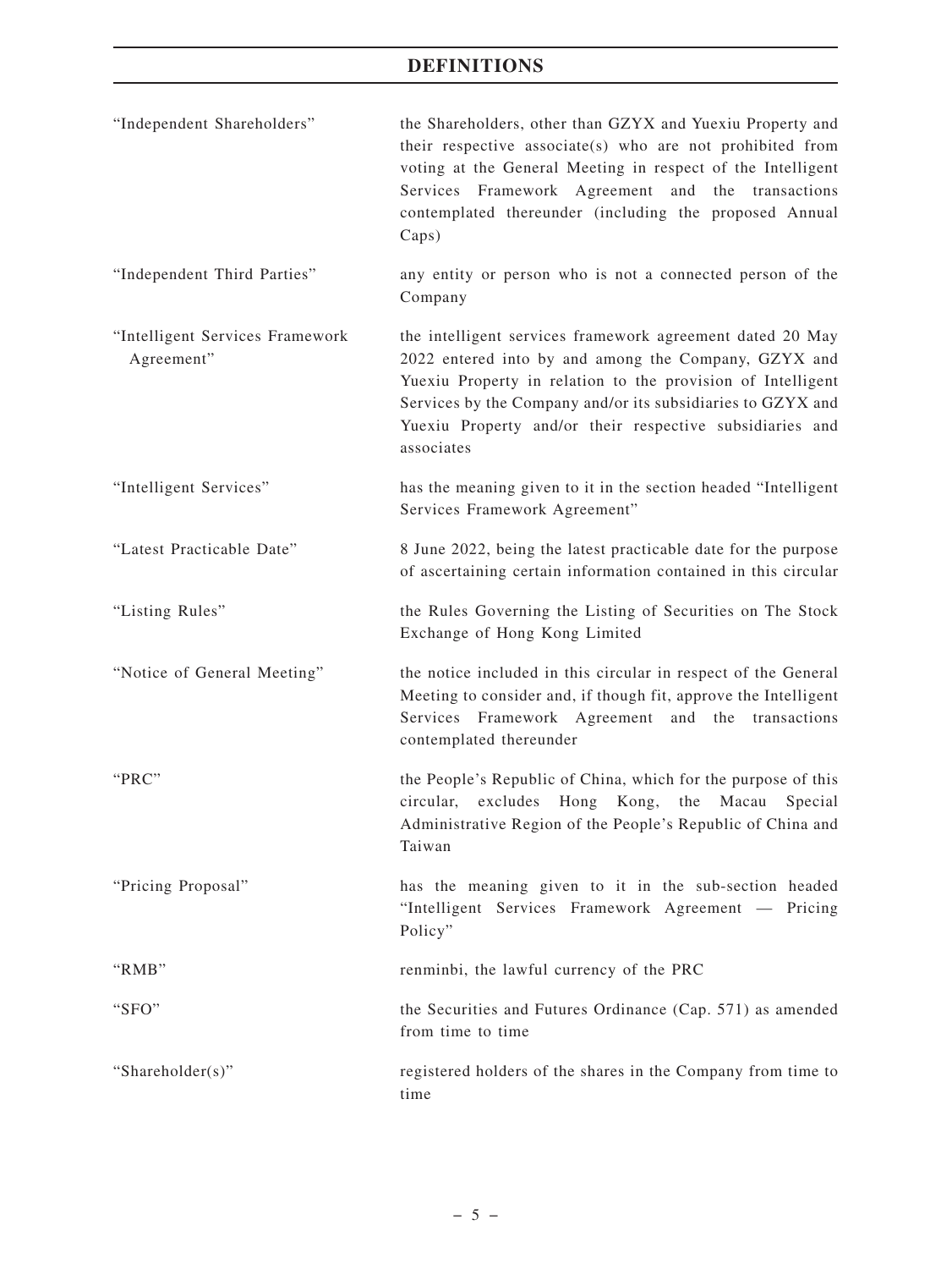| | |
|---|---|
| "Independent Shareholders" | the Shareholders, other than GZYX and Yuexiu Property and their respective associate(s) who are not prohibited from voting at the General Meeting in respect of the Intelligent Services Framework Agreement and the transactions contemplated thereunder (including the proposed Annual Caps) |
| "Independent Third Parties" | any entity or person who is not a connected person of the Company |
| "Intelligent Services Framework Agreement" | the intelligent services framework agreement dated 20 May 2022 entered into by and among the Company, GZYX and Yuexiu Property in relation to the provision of Intelligent Services by the Company and/or its subsidiaries to GZYX and Yuexiu Property and/or their respective subsidiaries and associates |
| "Intelligent Services" | has the meaning given to it in the section headed "Intelligent Services Framework Agreement" |
| "Latest Practicable Date" | 8 June 2022, being the latest practicable date for the purpose of ascertaining certain information contained in this circular |
| "Listing Rules" | the Rules Governing the Listing of Securities on The Stock Exchange of Hong Kong Limited |
| "Notice of General Meeting" | the notice included in this circular in respect of the General Meeting to consider and, if though fit, approve the Intelligent Services Framework Agreement and the transactions contemplated thereunder |
| "PRC" | the People's Republic of China, which for the purpose of this circular, excludes Hong Kong, the Macau Special Administrative Region of the People's Republic of China and Taiwan |
| "Pricing Proposal" | has the meaning given to it in the sub-section headed "Intelligent Services Framework Agreement — Pricing Policy" |
| "RMB" | renminbi, the lawful currency of the PRC |
| "SFO" | the Securities and Futures Ordinance (Cap. 571) as amended from time to time |
| "Shareholder(s)" | registered holders of the shares in the Company from time to time |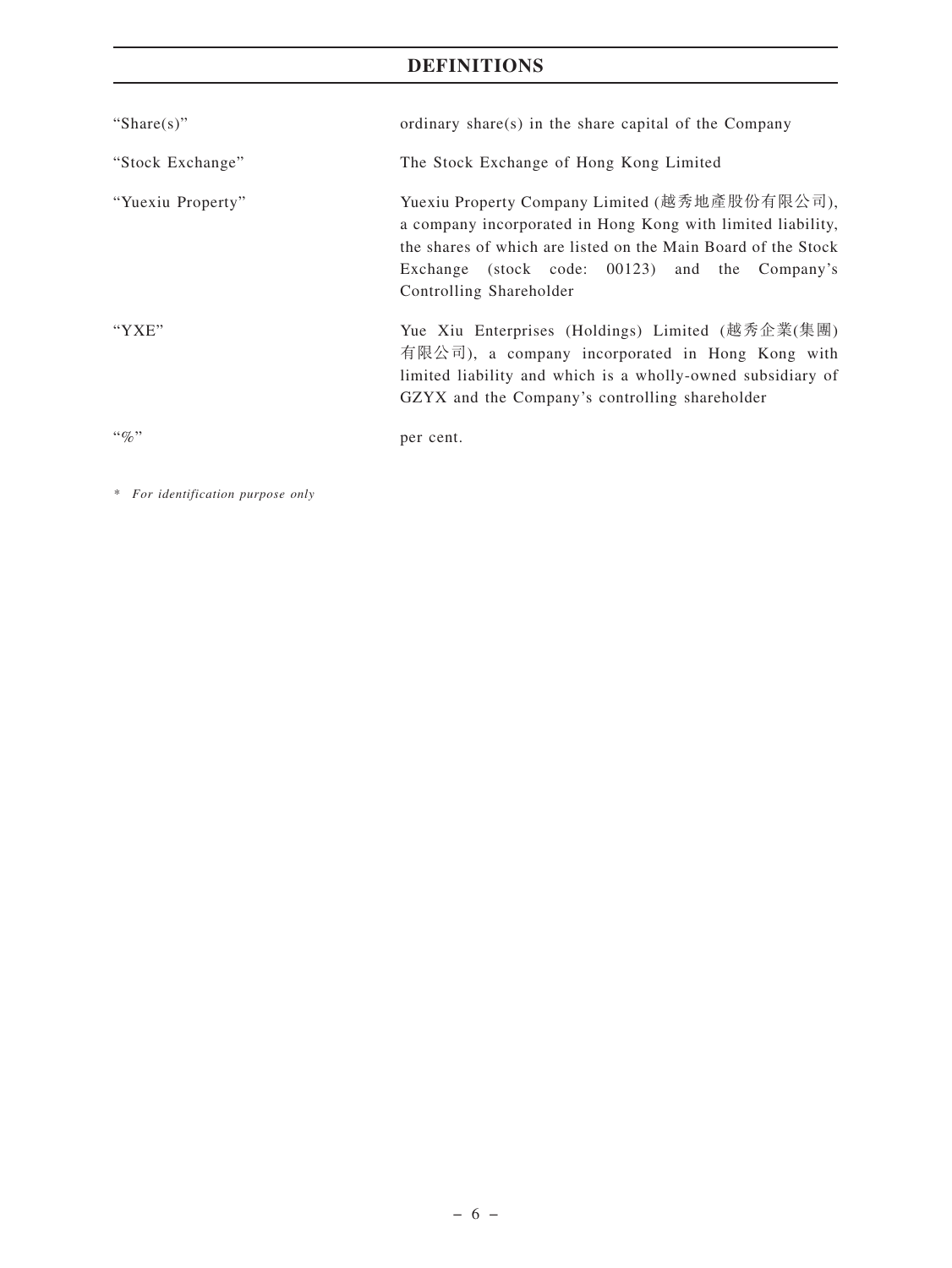## DEFINITIONS

| | |
|---|---|
| "Share(s)" | ordinary share(s) in the share capital of the Company |
| "Stock Exchange" | The Stock Exchange of Hong Kong Limited |
| "Yuexiu Property" | Yuexiu Property Company Limited (越秀地產股份有限公司), a company incorporated in Hong Kong with limited liability, the shares of which are listed on the Main Board of the Stock Exchange (stock code: 00123) and the Company's Controlling Shareholder |
| "YXE" | Yue Xiu Enterprises (Holdings) Limited (越秀企業(集團)有限公司), a company incorporated in Hong Kong with limited liability and which is a wholly-owned subsidiary of GZYX and the Company's controlling shareholder |
| "%" | per cent. |

* *For identification purpose only*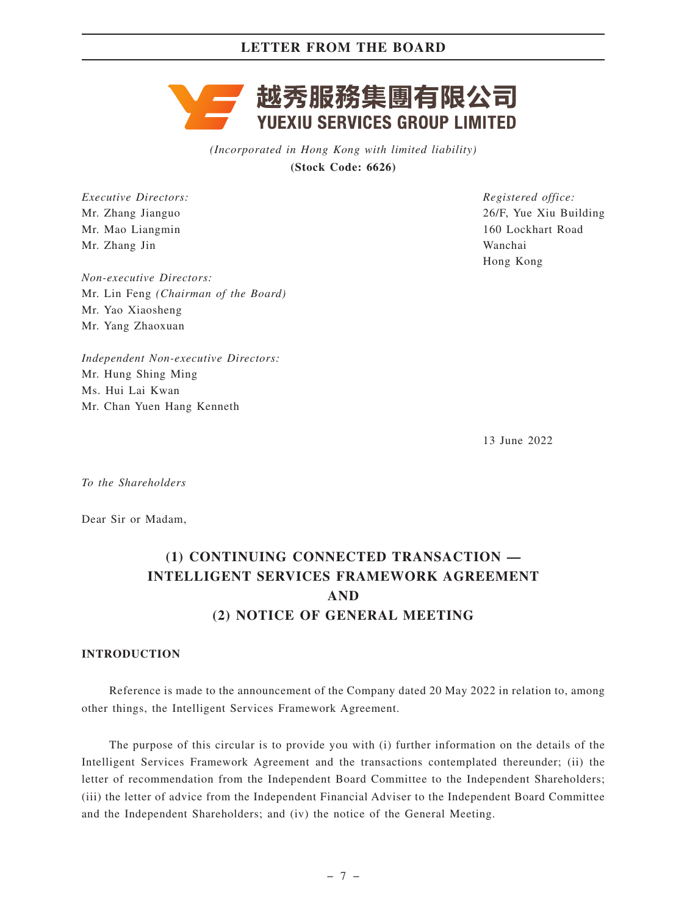# LETTER FROM THE BOARD

越秀服務集團有限公司
YUEXIU SERVICES GROUP LIMITED

*(Incorporated in Hong Kong with limited liability)*
**(Stock Code: 6626)**

*Executive Directors:*
Mr. Zhang Jianguo
Mr. Mao Liangmin
Mr. Zhang Jin

*Non-executive Directors:*
Mr. Lin Feng *(Chairman of the Board)*
Mr. Yao Xiaosheng
Mr. Yang Zhaoxuan

*Independent Non-executive Directors:*
Mr. Hung Shing Ming
Ms. Hui Lai Kwan
Mr. Chan Yuen Hang Kenneth

*Registered office:*
26/F, Yue Xiu Building
160 Lockhart Road
Wanchai
Hong Kong

13 June 2022

*To the Shareholders*

Dear Sir or Madam,

## (1) CONTINUING CONNECTED TRANSACTION — INTELLIGENT SERVICES FRAMEWORK AGREEMENT AND (2) NOTICE OF GENERAL MEETING

### INTRODUCTION

Reference is made to the announcement of the Company dated 20 May 2022 in relation to, among other things, the Intelligent Services Framework Agreement.

The purpose of this circular is to provide you with (i) further information on the details of the Intelligent Services Framework Agreement and the transactions contemplated thereunder; (ii) the letter of recommendation from the Independent Board Committee to the Independent Shareholders; (iii) the letter of advice from the Independent Financial Adviser to the Independent Board Committee and the Independent Shareholders; and (iv) the notice of the General Meeting.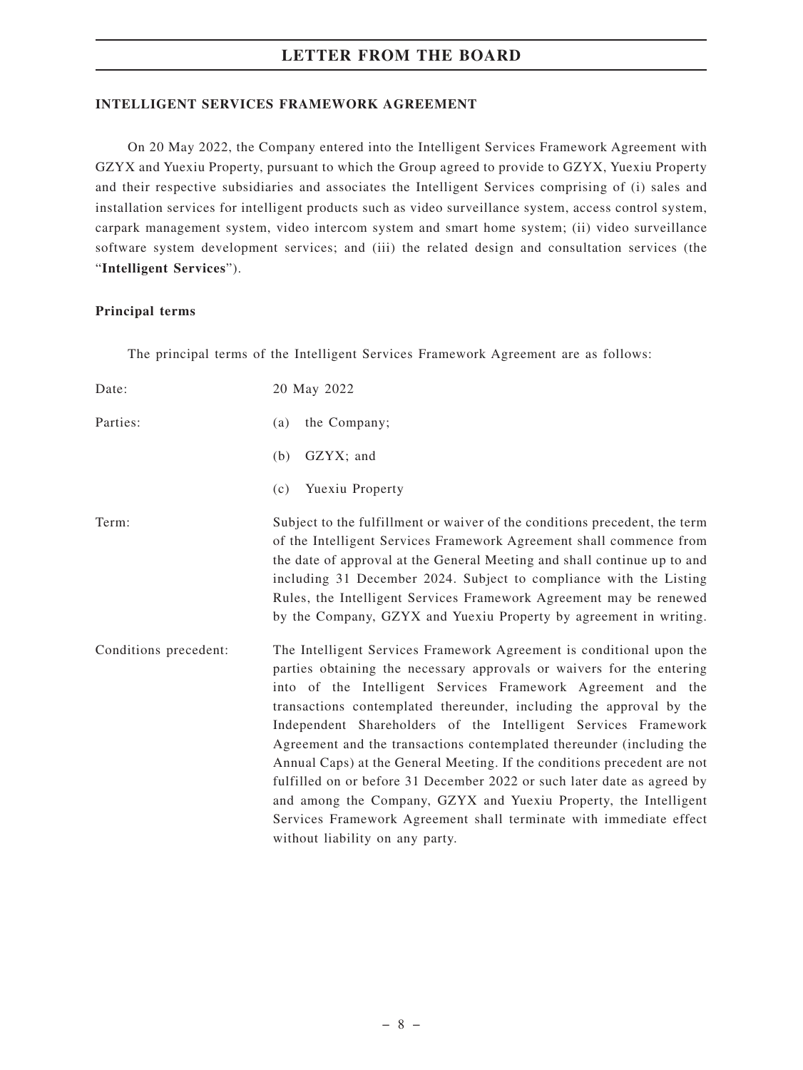## INTELLIGENT SERVICES FRAMEWORK AGREEMENT

On 20 May 2022, the Company entered into the Intelligent Services Framework Agreement with GZYX and Yuexiu Property, pursuant to which the Group agreed to provide to GZYX, Yuexiu Property and their respective subsidiaries and associates the Intelligent Services comprising of (i) sales and installation services for intelligent products such as video surveillance system, access control system, carpark management system, video intercom system and smart home system; (ii) video surveillance software system development services; and (iii) the related design and consultation services (the "**Intelligent Services**").

### Principal terms

The principal terms of the Intelligent Services Framework Agreement are as follows:

| | |
|---|---|
| Date: | 20 May 2022 |
| Parties: | (a) the Company;<br>(b) GZYX; and<br>(c) Yuexiu Property |
| Term: | Subject to the fulfillment or waiver of the conditions precedent, the term of the Intelligent Services Framework Agreement shall commence from the date of approval at the General Meeting and shall continue up to and including 31 December 2024. Subject to compliance with the Listing Rules, the Intelligent Services Framework Agreement may be renewed by the Company, GZYX and Yuexiu Property by agreement in writing. |
| Conditions precedent: | The Intelligent Services Framework Agreement is conditional upon the parties obtaining the necessary approvals or waivers for the entering into of the Intelligent Services Framework Agreement and the transactions contemplated thereunder, including the approval by the Independent Shareholders of the Intelligent Services Framework Agreement and the transactions contemplated thereunder (including the Annual Caps) at the General Meeting. If the conditions precedent are not fulfilled on or before 31 December 2022 or such later date as agreed by and among the Company, GZYX and Yuexiu Property, the Intelligent Services Framework Agreement shall terminate with immediate effect without liability on any party. |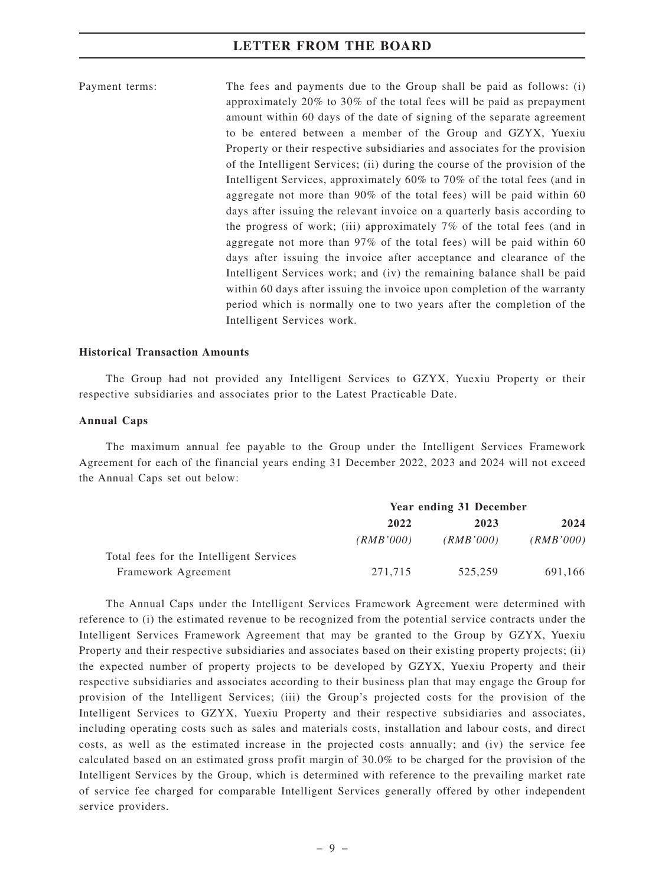Payment terms: The fees and payments due to the Group shall be paid as follows: (i) approximately 20% to 30% of the total fees will be paid as prepayment amount within 60 days of the date of signing of the separate agreement to be entered between a member of the Group and GZYX, Yuexiu Property or their respective subsidiaries and associates for the provision of the Intelligent Services; (ii) during the course of the provision of the Intelligent Services, approximately 60% to 70% of the total fees (and in aggregate not more than 90% of the total fees) will be paid within 60 days after issuing the relevant invoice on a quarterly basis according to the progress of work; (iii) approximately 7% of the total fees (and in aggregate not more than 97% of the total fees) will be paid within 60 days after issuing the invoice after acceptance and clearance of the Intelligent Services work; and (iv) the remaining balance shall be paid within 60 days after issuing the invoice upon completion of the warranty period which is normally one to two years after the completion of the Intelligent Services work.

**Historical Transaction Amounts**

The Group had not provided any Intelligent Services to GZYX, Yuexiu Property or their respective subsidiaries and associates prior to the Latest Practicable Date.

**Annual Caps**

The maximum annual fee payable to the Group under the Intelligent Services Framework Agreement for each of the financial years ending 31 December 2022, 2023 and 2024 will not exceed the Annual Caps set out below:

| | Year ending 31 December | | |
|---|---|---|---|
| | **2022** | **2023** | **2024** |
| | *(RMB'000)* | *(RMB'000)* | *(RMB'000)* |
| Total fees for the Intelligent Services Framework Agreement | 271,715 | 525,259 | 691,166 |

The Annual Caps under the Intelligent Services Framework Agreement were determined with reference to (i) the estimated revenue to be recognized from the potential service contracts under the Intelligent Services Framework Agreement that may be granted to the Group by GZYX, Yuexiu Property and their respective subsidiaries and associates based on their existing property projects; (ii) the expected number of property projects to be developed by GZYX, Yuexiu Property and their respective subsidiaries and associates according to their business plan that may engage the Group for provision of the Intelligent Services; (iii) the Group's projected costs for the provision of the Intelligent Services to GZYX, Yuexiu Property and their respective subsidiaries and associates, including operating costs such as sales and materials costs, installation and labour costs, and direct costs, as well as the estimated increase in the projected costs annually; and (iv) the service fee calculated based on an estimated gross profit margin of 30.0% to be charged for the provision of the Intelligent Services by the Group, which is determined with reference to the prevailing market rate of service fee charged for comparable Intelligent Services generally offered by other independent service providers.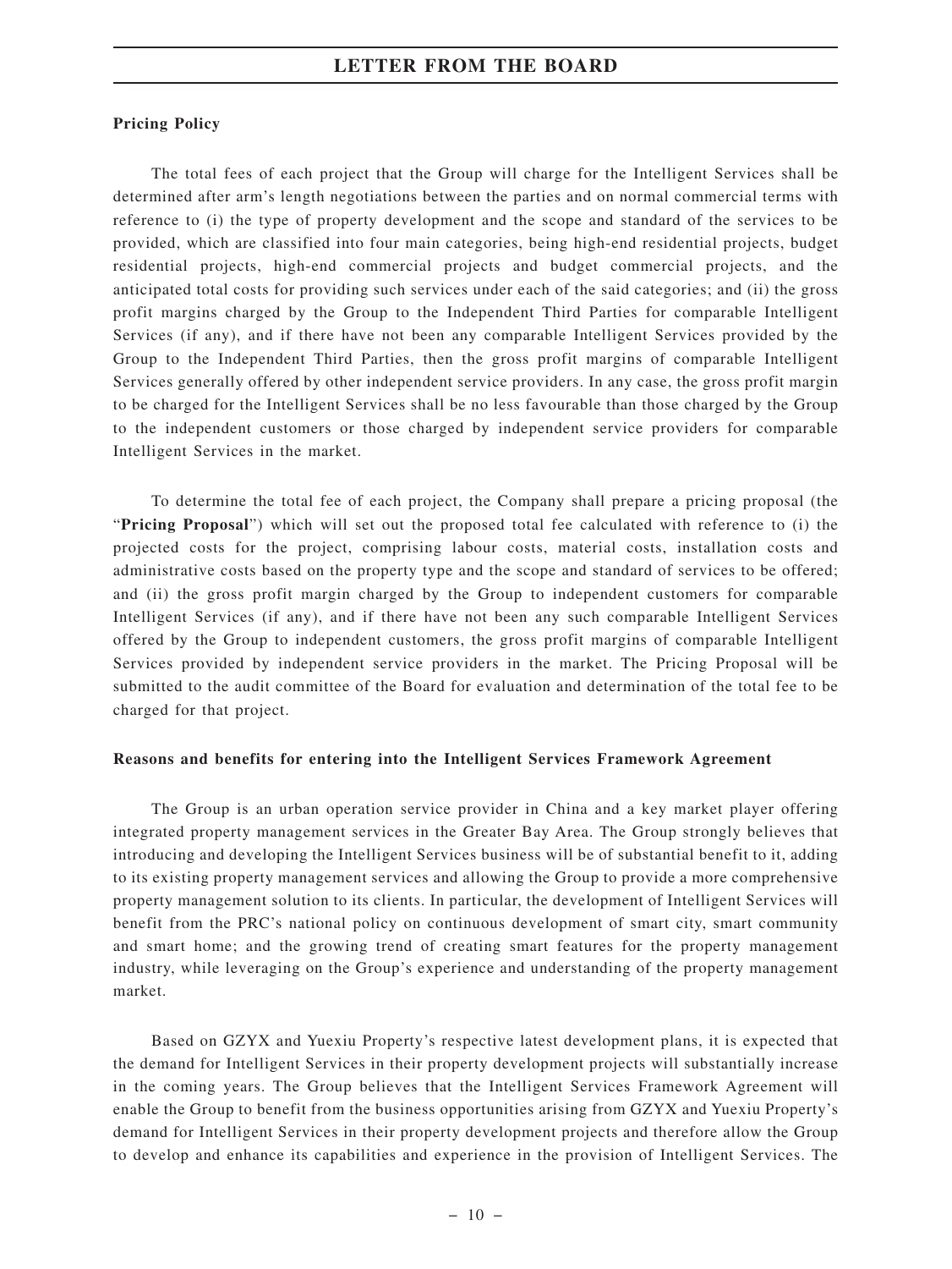**Pricing Policy**

The total fees of each project that the Group will charge for the Intelligent Services shall be determined after arm's length negotiations between the parties and on normal commercial terms with reference to (i) the type of property development and the scope and standard of the services to be provided, which are classified into four main categories, being high-end residential projects, budget residential projects, high-end commercial projects and budget commercial projects, and the anticipated total costs for providing such services under each of the said categories; and (ii) the gross profit margins charged by the Group to the Independent Third Parties for comparable Intelligent Services (if any), and if there have not been any comparable Intelligent Services provided by the Group to the Independent Third Parties, then the gross profit margins of comparable Intelligent Services generally offered by other independent service providers. In any case, the gross profit margin to be charged for the Intelligent Services shall be no less favourable than those charged by the Group to the independent customers or those charged by independent service providers for comparable Intelligent Services in the market.

To determine the total fee of each project, the Company shall prepare a pricing proposal (the "**Pricing Proposal**") which will set out the proposed total fee calculated with reference to (i) the projected costs for the project, comprising labour costs, material costs, installation costs and administrative costs based on the property type and the scope and standard of services to be offered; and (ii) the gross profit margin charged by the Group to independent customers for comparable Intelligent Services (if any), and if there have not been any such comparable Intelligent Services offered by the Group to independent customers, the gross profit margins of comparable Intelligent Services provided by independent service providers in the market. The Pricing Proposal will be submitted to the audit committee of the Board for evaluation and determination of the total fee to be charged for that project.

**Reasons and benefits for entering into the Intelligent Services Framework Agreement**

The Group is an urban operation service provider in China and a key market player offering integrated property management services in the Greater Bay Area. The Group strongly believes that introducing and developing the Intelligent Services business will be of substantial benefit to it, adding to its existing property management services and allowing the Group to provide a more comprehensive property management solution to its clients. In particular, the development of Intelligent Services will benefit from the PRC's national policy on continuous development of smart city, smart community and smart home; and the growing trend of creating smart features for the property management industry, while leveraging on the Group's experience and understanding of the property management market.

Based on GZYX and Yuexiu Property's respective latest development plans, it is expected that the demand for Intelligent Services in their property development projects will substantially increase in the coming years. The Group believes that the Intelligent Services Framework Agreement will enable the Group to benefit from the business opportunities arising from GZYX and Yuexiu Property's demand for Intelligent Services in their property development projects and therefore allow the Group to develop and enhance its capabilities and experience in the provision of Intelligent Services. The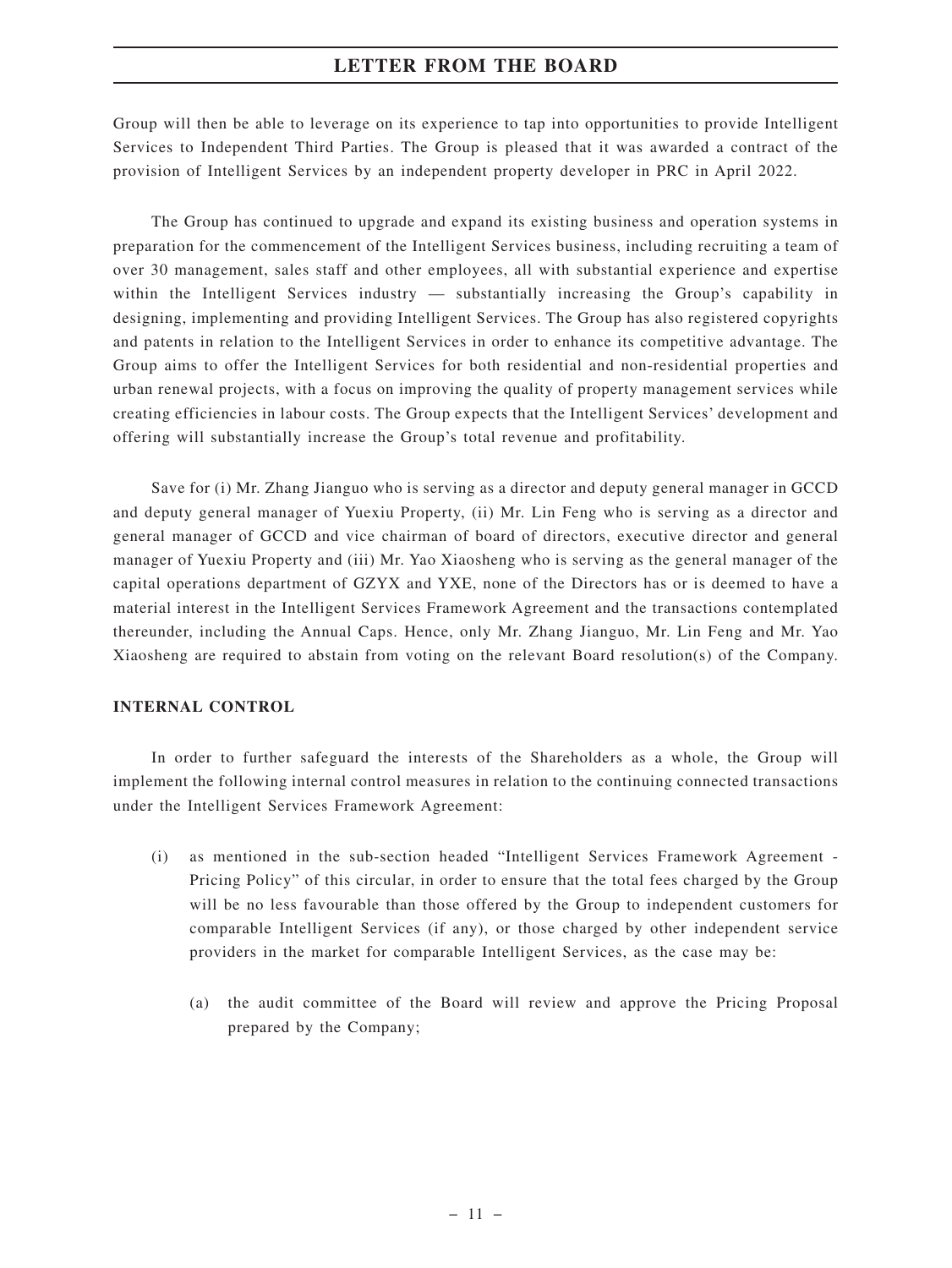Group will then be able to leverage on its experience to tap into opportunities to provide Intelligent Services to Independent Third Parties. The Group is pleased that it was awarded a contract of the provision of Intelligent Services by an independent property developer in PRC in April 2022.

The Group has continued to upgrade and expand its existing business and operation systems in preparation for the commencement of the Intelligent Services business, including recruiting a team of over 30 management, sales staff and other employees, all with substantial experience and expertise within the Intelligent Services industry — substantially increasing the Group's capability in designing, implementing and providing Intelligent Services. The Group has also registered copyrights and patents in relation to the Intelligent Services in order to enhance its competitive advantage. The Group aims to offer the Intelligent Services for both residential and non-residential properties and urban renewal projects, with a focus on improving the quality of property management services while creating efficiencies in labour costs. The Group expects that the Intelligent Services' development and offering will substantially increase the Group's total revenue and profitability.

Save for (i) Mr. Zhang Jianguo who is serving as a director and deputy general manager in GCCD and deputy general manager of Yuexiu Property, (ii) Mr. Lin Feng who is serving as a director and general manager of GCCD and vice chairman of board of directors, executive director and general manager of Yuexiu Property and (iii) Mr. Yao Xiaosheng who is serving as the general manager of the capital operations department of GZYX and YXE, none of the Directors has or is deemed to have a material interest in the Intelligent Services Framework Agreement and the transactions contemplated thereunder, including the Annual Caps. Hence, only Mr. Zhang Jianguo, Mr. Lin Feng and Mr. Yao Xiaosheng are required to abstain from voting on the relevant Board resolution(s) of the Company.

**INTERNAL CONTROL**

In order to further safeguard the interests of the Shareholders as a whole, the Group will implement the following internal control measures in relation to the continuing connected transactions under the Intelligent Services Framework Agreement:

(i) as mentioned in the sub-section headed "Intelligent Services Framework Agreement - Pricing Policy" of this circular, in order to ensure that the total fees charged by the Group will be no less favourable than those offered by the Group to independent customers for comparable Intelligent Services (if any), or those charged by other independent service providers in the market for comparable Intelligent Services, as the case may be:

   (a) the audit committee of the Board will review and approve the Pricing Proposal prepared by the Company;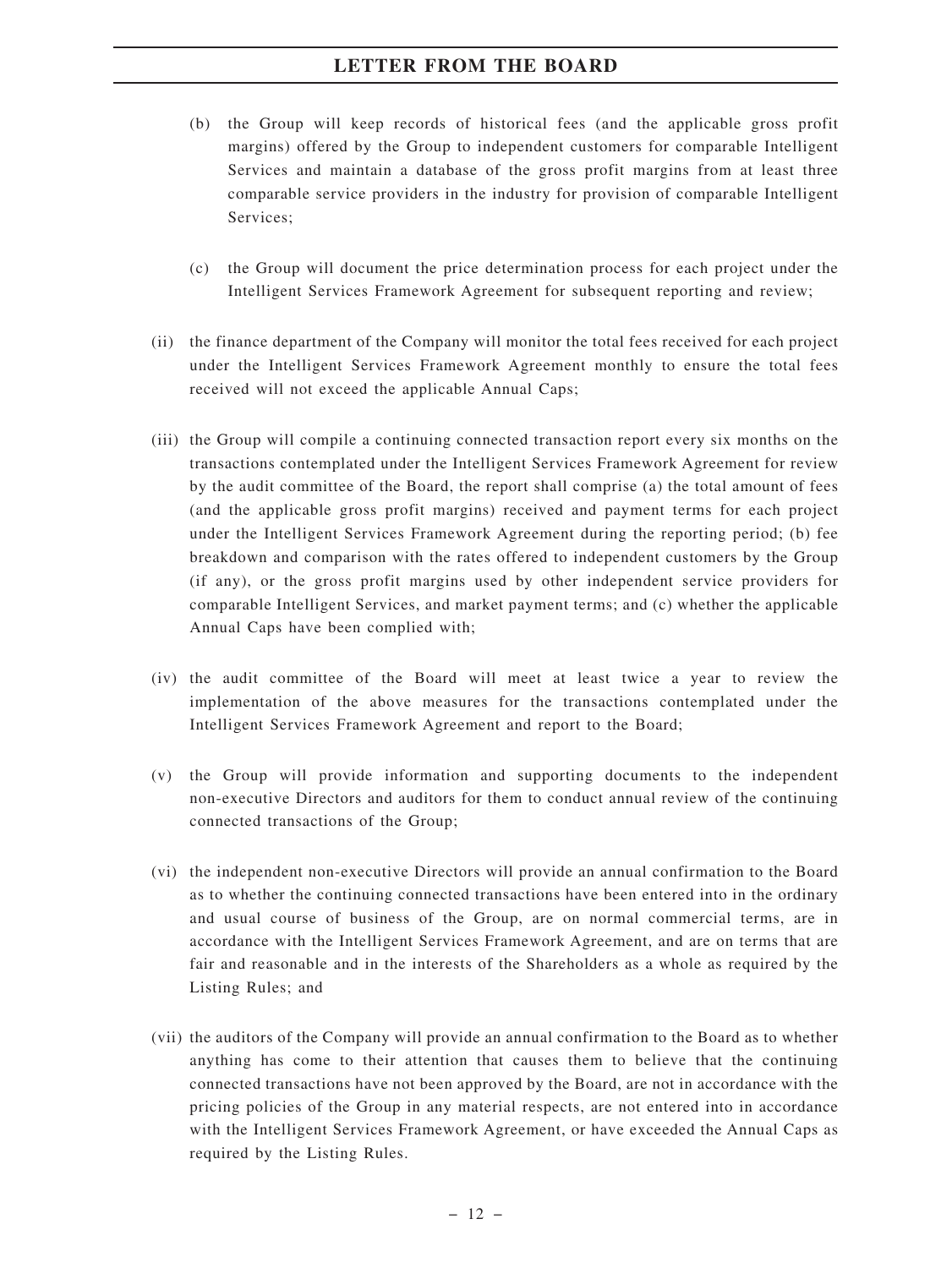(b) the Group will keep records of historical fees (and the applicable gross profit margins) offered by the Group to independent customers for comparable Intelligent Services and maintain a database of the gross profit margins from at least three comparable service providers in the industry for provision of comparable Intelligent Services;

(c) the Group will document the price determination process for each project under the Intelligent Services Framework Agreement for subsequent reporting and review;

(ii) the finance department of the Company will monitor the total fees received for each project under the Intelligent Services Framework Agreement monthly to ensure the total fees received will not exceed the applicable Annual Caps;

(iii) the Group will compile a continuing connected transaction report every six months on the transactions contemplated under the Intelligent Services Framework Agreement for review by the audit committee of the Board, the report shall comprise (a) the total amount of fees (and the applicable gross profit margins) received and payment terms for each project under the Intelligent Services Framework Agreement during the reporting period; (b) fee breakdown and comparison with the rates offered to independent customers by the Group (if any), or the gross profit margins used by other independent service providers for comparable Intelligent Services, and market payment terms; and (c) whether the applicable Annual Caps have been complied with;

(iv) the audit committee of the Board will meet at least twice a year to review the implementation of the above measures for the transactions contemplated under the Intelligent Services Framework Agreement and report to the Board;

(v) the Group will provide information and supporting documents to the independent non-executive Directors and auditors for them to conduct annual review of the continuing connected transactions of the Group;

(vi) the independent non-executive Directors will provide an annual confirmation to the Board as to whether the continuing connected transactions have been entered into in the ordinary and usual course of business of the Group, are on normal commercial terms, are in accordance with the Intelligent Services Framework Agreement, and are on terms that are fair and reasonable and in the interests of the Shareholders as a whole as required by the Listing Rules; and

(vii) the auditors of the Company will provide an annual confirmation to the Board as to whether anything has come to their attention that causes them to believe that the continuing connected transactions have not been approved by the Board, are not in accordance with the pricing policies of the Group in any material respects, are not entered into in accordance with the Intelligent Services Framework Agreement, or have exceeded the Annual Caps as required by the Listing Rules.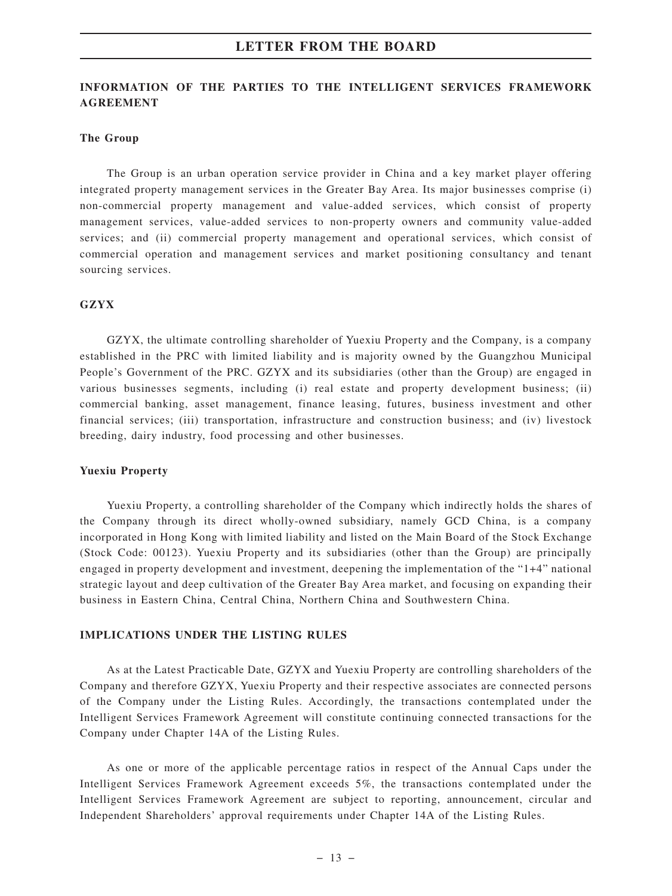## INFORMATION OF THE PARTIES TO THE INTELLIGENT SERVICES FRAMEWORK AGREEMENT

### The Group

The Group is an urban operation service provider in China and a key market player offering integrated property management services in the Greater Bay Area. Its major businesses comprise (i) non-commercial property management and value-added services, which consist of property management services, value-added services to non-property owners and community value-added services; and (ii) commercial property management and operational services, which consist of commercial operation and management services and market positioning consultancy and tenant sourcing services.

### GZYX

GZYX, the ultimate controlling shareholder of Yuexiu Property and the Company, is a company established in the PRC with limited liability and is majority owned by the Guangzhou Municipal People's Government of the PRC. GZYX and its subsidiaries (other than the Group) are engaged in various businesses segments, including (i) real estate and property development business; (ii) commercial banking, asset management, finance leasing, futures, business investment and other financial services; (iii) transportation, infrastructure and construction business; and (iv) livestock breeding, dairy industry, food processing and other businesses.

### Yuexiu Property

Yuexiu Property, a controlling shareholder of the Company which indirectly holds the shares of the Company through its direct wholly-owned subsidiary, namely GCD China, is a company incorporated in Hong Kong with limited liability and listed on the Main Board of the Stock Exchange (Stock Code: 00123). Yuexiu Property and its subsidiaries (other than the Group) are principally engaged in property development and investment, deepening the implementation of the "1+4" national strategic layout and deep cultivation of the Greater Bay Area market, and focusing on expanding their business in Eastern China, Central China, Northern China and Southwestern China.

## IMPLICATIONS UNDER THE LISTING RULES

As at the Latest Practicable Date, GZYX and Yuexiu Property are controlling shareholders of the Company and therefore GZYX, Yuexiu Property and their respective associates are connected persons of the Company under the Listing Rules. Accordingly, the transactions contemplated under the Intelligent Services Framework Agreement will constitute continuing connected transactions for the Company under Chapter 14A of the Listing Rules.

As one or more of the applicable percentage ratios in respect of the Annual Caps under the Intelligent Services Framework Agreement exceeds 5%, the transactions contemplated under the Intelligent Services Framework Agreement are subject to reporting, announcement, circular and Independent Shareholders' approval requirements under Chapter 14A of the Listing Rules.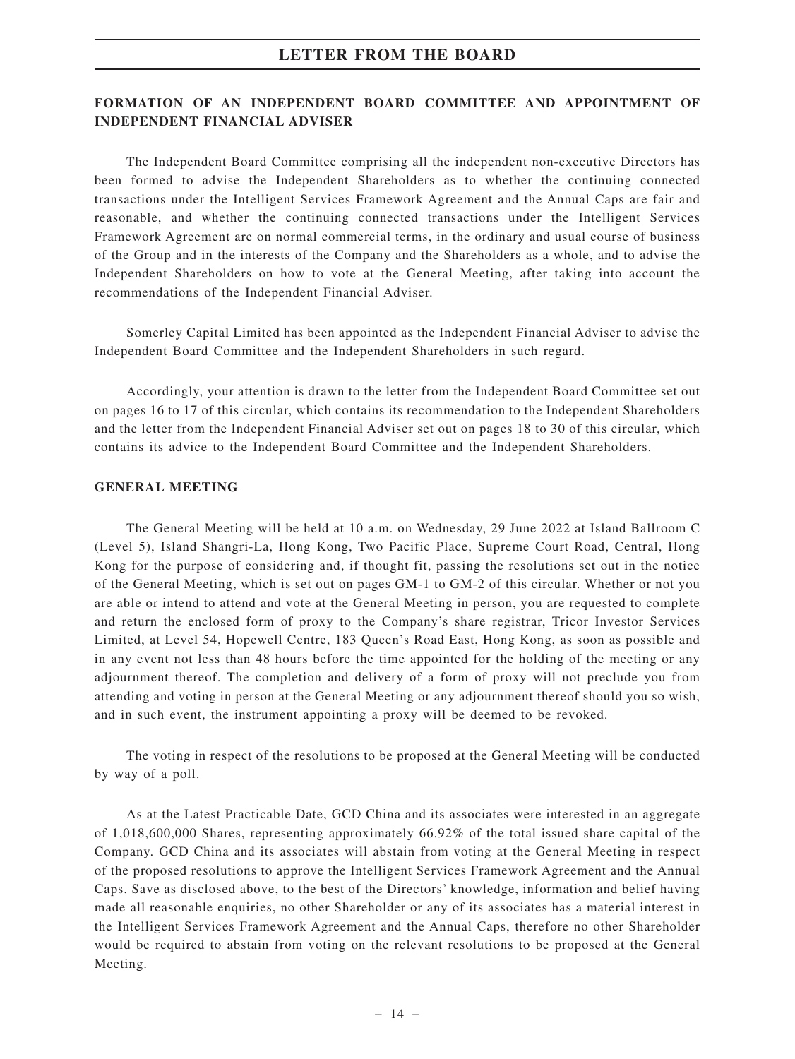## FORMATION OF AN INDEPENDENT BOARD COMMITTEE AND APPOINTMENT OF INDEPENDENT FINANCIAL ADVISER

The Independent Board Committee comprising all the independent non-executive Directors has been formed to advise the Independent Shareholders as to whether the continuing connected transactions under the Intelligent Services Framework Agreement and the Annual Caps are fair and reasonable, and whether the continuing connected transactions under the Intelligent Services Framework Agreement are on normal commercial terms, in the ordinary and usual course of business of the Group and in the interests of the Company and the Shareholders as a whole, and to advise the Independent Shareholders on how to vote at the General Meeting, after taking into account the recommendations of the Independent Financial Adviser.

Somerley Capital Limited has been appointed as the Independent Financial Adviser to advise the Independent Board Committee and the Independent Shareholders in such regard.

Accordingly, your attention is drawn to the letter from the Independent Board Committee set out on pages 16 to 17 of this circular, which contains its recommendation to the Independent Shareholders and the letter from the Independent Financial Adviser set out on pages 18 to 30 of this circular, which contains its advice to the Independent Board Committee and the Independent Shareholders.

## GENERAL MEETING

The General Meeting will be held at 10 a.m. on Wednesday, 29 June 2022 at Island Ballroom C (Level 5), Island Shangri-La, Hong Kong, Two Pacific Place, Supreme Court Road, Central, Hong Kong for the purpose of considering and, if thought fit, passing the resolutions set out in the notice of the General Meeting, which is set out on pages GM-1 to GM-2 of this circular. Whether or not you are able or intend to attend and vote at the General Meeting in person, you are requested to complete and return the enclosed form of proxy to the Company's share registrar, Tricor Investor Services Limited, at Level 54, Hopewell Centre, 183 Queen's Road East, Hong Kong, as soon as possible and in any event not less than 48 hours before the time appointed for the holding of the meeting or any adjournment thereof. The completion and delivery of a form of proxy will not preclude you from attending and voting in person at the General Meeting or any adjournment thereof should you so wish, and in such event, the instrument appointing a proxy will be deemed to be revoked.

The voting in respect of the resolutions to be proposed at the General Meeting will be conducted by way of a poll.

As at the Latest Practicable Date, GCD China and its associates were interested in an aggregate of 1,018,600,000 Shares, representing approximately 66.92% of the total issued share capital of the Company. GCD China and its associates will abstain from voting at the General Meeting in respect of the proposed resolutions to approve the Intelligent Services Framework Agreement and the Annual Caps. Save as disclosed above, to the best of the Directors' knowledge, information and belief having made all reasonable enquiries, no other Shareholder or any of its associates has a material interest in the Intelligent Services Framework Agreement and the Annual Caps, therefore no other Shareholder would be required to abstain from voting on the relevant resolutions to be proposed at the General Meeting.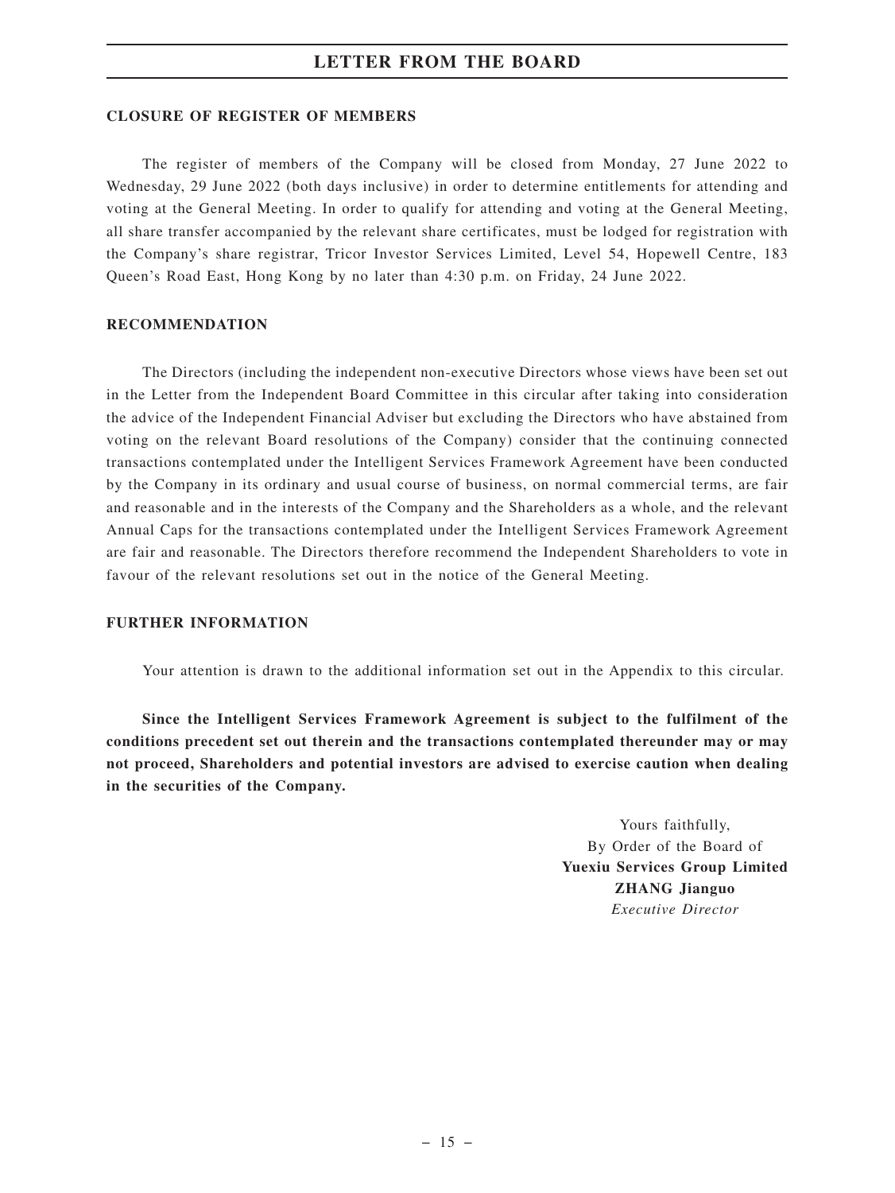**CLOSURE OF REGISTER OF MEMBERS**

The register of members of the Company will be closed from Monday, 27 June 2022 to Wednesday, 29 June 2022 (both days inclusive) in order to determine entitlements for attending and voting at the General Meeting. In order to qualify for attending and voting at the General Meeting, all share transfer accompanied by the relevant share certificates, must be lodged for registration with the Company's share registrar, Tricor Investor Services Limited, Level 54, Hopewell Centre, 183 Queen's Road East, Hong Kong by no later than 4:30 p.m. on Friday, 24 June 2022.

**RECOMMENDATION**

The Directors (including the independent non-executive Directors whose views have been set out in the Letter from the Independent Board Committee in this circular after taking into consideration the advice of the Independent Financial Adviser but excluding the Directors who have abstained from voting on the relevant Board resolutions of the Company) consider that the continuing connected transactions contemplated under the Intelligent Services Framework Agreement have been conducted by the Company in its ordinary and usual course of business, on normal commercial terms, are fair and reasonable and in the interests of the Company and the Shareholders as a whole, and the relevant Annual Caps for the transactions contemplated under the Intelligent Services Framework Agreement are fair and reasonable. The Directors therefore recommend the Independent Shareholders to vote in favour of the relevant resolutions set out in the notice of the General Meeting.

**FURTHER INFORMATION**

Your attention is drawn to the additional information set out in the Appendix to this circular.

**Since the Intelligent Services Framework Agreement is subject to the fulfilment of the conditions precedent set out therein and the transactions contemplated thereunder may or may not proceed, Shareholders and potential investors are advised to exercise caution when dealing in the securities of the Company.**

Yours faithfully,
By Order of the Board of
**Yuexiu Services Group Limited**
**ZHANG Jianguo**
*Executive Director*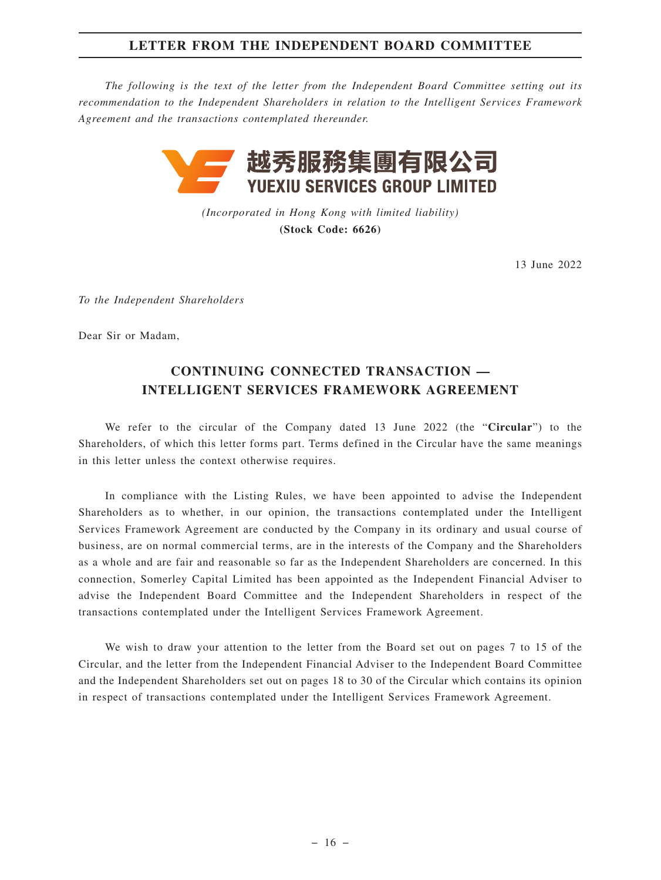# LETTER FROM THE INDEPENDENT BOARD COMMITTEE

*The following is the text of the letter from the Independent Board Committee setting out its recommendation to the Independent Shareholders in relation to the Intelligent Services Framework Agreement and the transactions contemplated thereunder.*

**越秀服務集團有限公司**
**YUEXIU SERVICES GROUP LIMITED**

*(Incorporated in Hong Kong with limited liability)*
**(Stock Code: 6626)**

13 June 2022

*To the Independent Shareholders*

Dear Sir or Madam,

## CONTINUING CONNECTED TRANSACTION — INTELLIGENT SERVICES FRAMEWORK AGREEMENT

We refer to the circular of the Company dated 13 June 2022 (the "**Circular**") to the Shareholders, of which this letter forms part. Terms defined in the Circular have the same meanings in this letter unless the context otherwise requires.

In compliance with the Listing Rules, we have been appointed to advise the Independent Shareholders as to whether, in our opinion, the transactions contemplated under the Intelligent Services Framework Agreement are conducted by the Company in its ordinary and usual course of business, are on normal commercial terms, are in the interests of the Company and the Shareholders as a whole and are fair and reasonable so far as the Independent Shareholders are concerned. In this connection, Somerley Capital Limited has been appointed as the Independent Financial Adviser to advise the Independent Board Committee and the Independent Shareholders in respect of the transactions contemplated under the Intelligent Services Framework Agreement.

We wish to draw your attention to the letter from the Board set out on pages 7 to 15 of the Circular, and the letter from the Independent Financial Adviser to the Independent Board Committee and the Independent Shareholders set out on pages 18 to 30 of the Circular which contains its opinion in respect of transactions contemplated under the Intelligent Services Framework Agreement.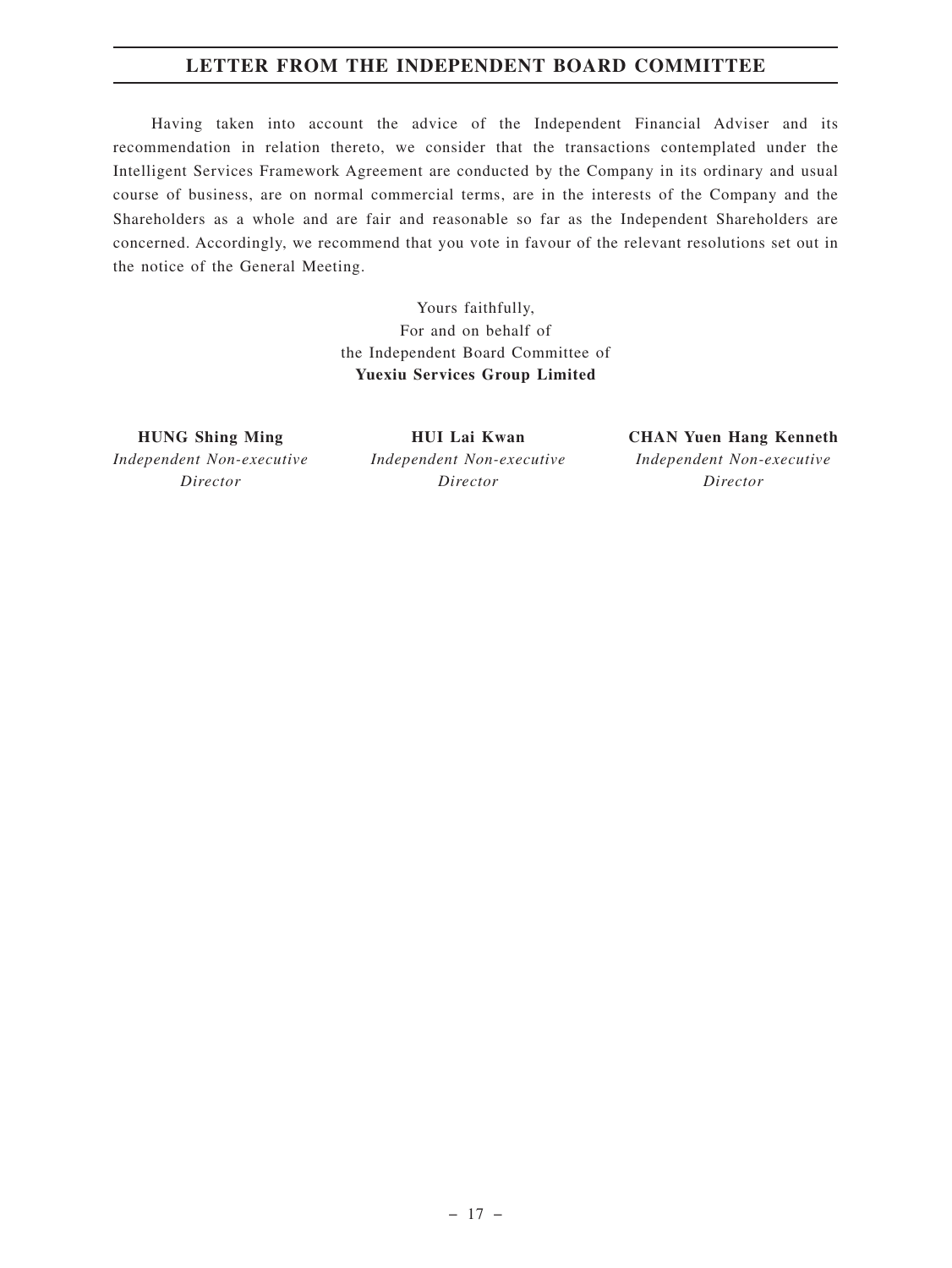# LETTER FROM THE INDEPENDENT BOARD COMMITTEE

Having taken into account the advice of the Independent Financial Adviser and its recommendation in relation thereto, we consider that the transactions contemplated under the Intelligent Services Framework Agreement are conducted by the Company in its ordinary and usual course of business, are on normal commercial terms, are in the interests of the Company and the Shareholders as a whole and are fair and reasonable so far as the Independent Shareholders are concerned. Accordingly, we recommend that you vote in favour of the relevant resolutions set out in the notice of the General Meeting.

Yours faithfully,
For and on behalf of
the Independent Board Committee of
**Yuexiu Services Group Limited**

**HUNG Shing Ming**
*Independent Non-executive Director*

**HUI Lai Kwan**
*Independent Non-executive Director*

**CHAN Yuen Hang Kenneth**
*Independent Non-executive Director*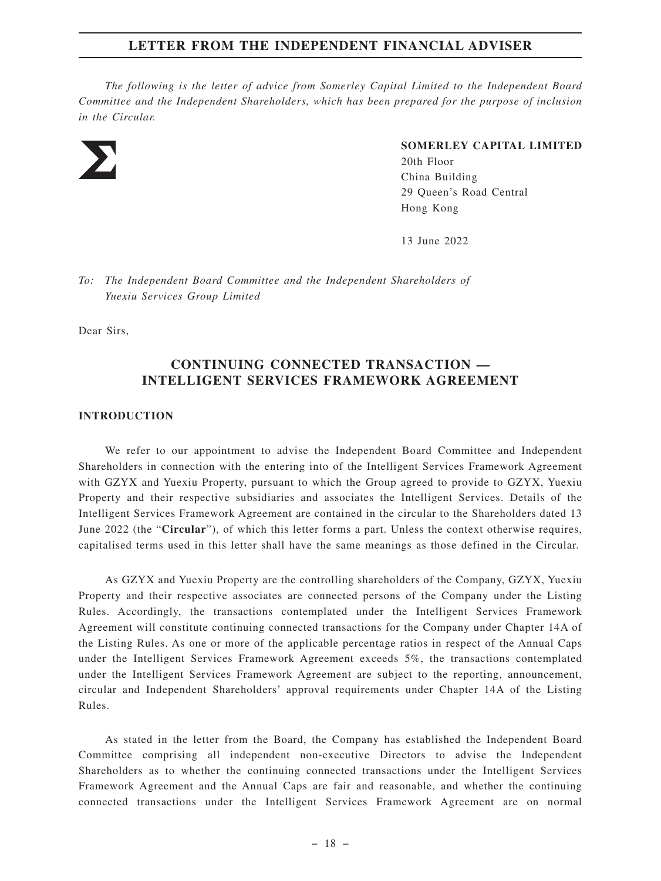## LETTER FROM THE INDEPENDENT FINANCIAL ADVISER

*The following is the letter of advice from Somerley Capital Limited to the Independent Board Committee and the Independent Shareholders, which has been prepared for the purpose of inclusion in the Circular.*

**SOMERLEY CAPITAL LIMITED**
20th Floor
China Building
29 Queen's Road Central
Hong Kong

13 June 2022

*To: The Independent Board Committee and the Independent Shareholders of Yuexiu Services Group Limited*

Dear Sirs,

## CONTINUING CONNECTED TRANSACTION — INTELLIGENT SERVICES FRAMEWORK AGREEMENT

### INTRODUCTION

We refer to our appointment to advise the Independent Board Committee and Independent Shareholders in connection with the entering into of the Intelligent Services Framework Agreement with GZYX and Yuexiu Property, pursuant to which the Group agreed to provide to GZYX, Yuexiu Property and their respective subsidiaries and associates the Intelligent Services. Details of the Intelligent Services Framework Agreement are contained in the circular to the Shareholders dated 13 June 2022 (the "**Circular**"), of which this letter forms a part. Unless the context otherwise requires, capitalised terms used in this letter shall have the same meanings as those defined in the Circular.

As GZYX and Yuexiu Property are the controlling shareholders of the Company, GZYX, Yuexiu Property and their respective associates are connected persons of the Company under the Listing Rules. Accordingly, the transactions contemplated under the Intelligent Services Framework Agreement will constitute continuing connected transactions for the Company under Chapter 14A of the Listing Rules. As one or more of the applicable percentage ratios in respect of the Annual Caps under the Intelligent Services Framework Agreement exceeds 5%, the transactions contemplated under the Intelligent Services Framework Agreement are subject to the reporting, announcement, circular and Independent Shareholders' approval requirements under Chapter 14A of the Listing Rules.

As stated in the letter from the Board, the Company has established the Independent Board Committee comprising all independent non-executive Directors to advise the Independent Shareholders as to whether the continuing connected transactions under the Intelligent Services Framework Agreement and the Annual Caps are fair and reasonable, and whether the continuing connected transactions under the Intelligent Services Framework Agreement are on normal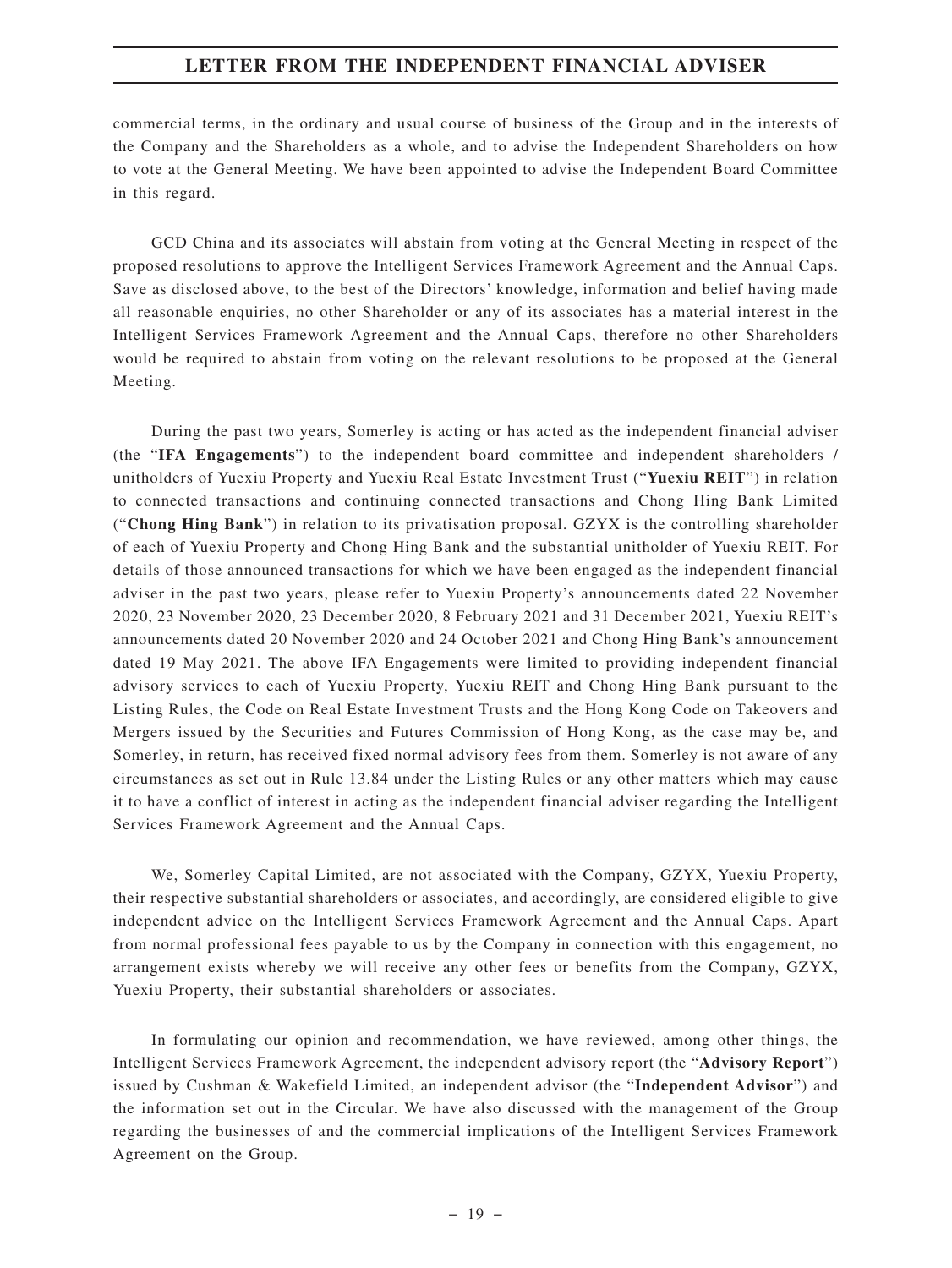commercial terms, in the ordinary and usual course of business of the Group and in the interests of the Company and the Shareholders as a whole, and to advise the Independent Shareholders on how to vote at the General Meeting. We have been appointed to advise the Independent Board Committee in this regard.

GCD China and its associates will abstain from voting at the General Meeting in respect of the proposed resolutions to approve the Intelligent Services Framework Agreement and the Annual Caps. Save as disclosed above, to the best of the Directors' knowledge, information and belief having made all reasonable enquiries, no other Shareholder or any of its associates has a material interest in the Intelligent Services Framework Agreement and the Annual Caps, therefore no other Shareholders would be required to abstain from voting on the relevant resolutions to be proposed at the General Meeting.

During the past two years, Somerley is acting or has acted as the independent financial adviser (the "**IFA Engagements**") to the independent board committee and independent shareholders / unitholders of Yuexiu Property and Yuexiu Real Estate Investment Trust ("**Yuexiu REIT**") in relation to connected transactions and continuing connected transactions and Chong Hing Bank Limited ("**Chong Hing Bank**") in relation to its privatisation proposal. GZYX is the controlling shareholder of each of Yuexiu Property and Chong Hing Bank and the substantial unitholder of Yuexiu REIT. For details of those announced transactions for which we have been engaged as the independent financial adviser in the past two years, please refer to Yuexiu Property's announcements dated 22 November 2020, 23 November 2020, 23 December 2020, 8 February 2021 and 31 December 2021, Yuexiu REIT's announcements dated 20 November 2020 and 24 October 2021 and Chong Hing Bank's announcement dated 19 May 2021. The above IFA Engagements were limited to providing independent financial advisory services to each of Yuexiu Property, Yuexiu REIT and Chong Hing Bank pursuant to the Listing Rules, the Code on Real Estate Investment Trusts and the Hong Kong Code on Takeovers and Mergers issued by the Securities and Futures Commission of Hong Kong, as the case may be, and Somerley, in return, has received fixed normal advisory fees from them. Somerley is not aware of any circumstances as set out in Rule 13.84 under the Listing Rules or any other matters which may cause it to have a conflict of interest in acting as the independent financial adviser regarding the Intelligent Services Framework Agreement and the Annual Caps.

We, Somerley Capital Limited, are not associated with the Company, GZYX, Yuexiu Property, their respective substantial shareholders or associates, and accordingly, are considered eligible to give independent advice on the Intelligent Services Framework Agreement and the Annual Caps. Apart from normal professional fees payable to us by the Company in connection with this engagement, no arrangement exists whereby we will receive any other fees or benefits from the Company, GZYX, Yuexiu Property, their substantial shareholders or associates.

In formulating our opinion and recommendation, we have reviewed, among other things, the Intelligent Services Framework Agreement, the independent advisory report (the "**Advisory Report**") issued by Cushman & Wakefield Limited, an independent advisor (the "**Independent Advisor**") and the information set out in the Circular. We have also discussed with the management of the Group regarding the businesses of and the commercial implications of the Intelligent Services Framework Agreement on the Group.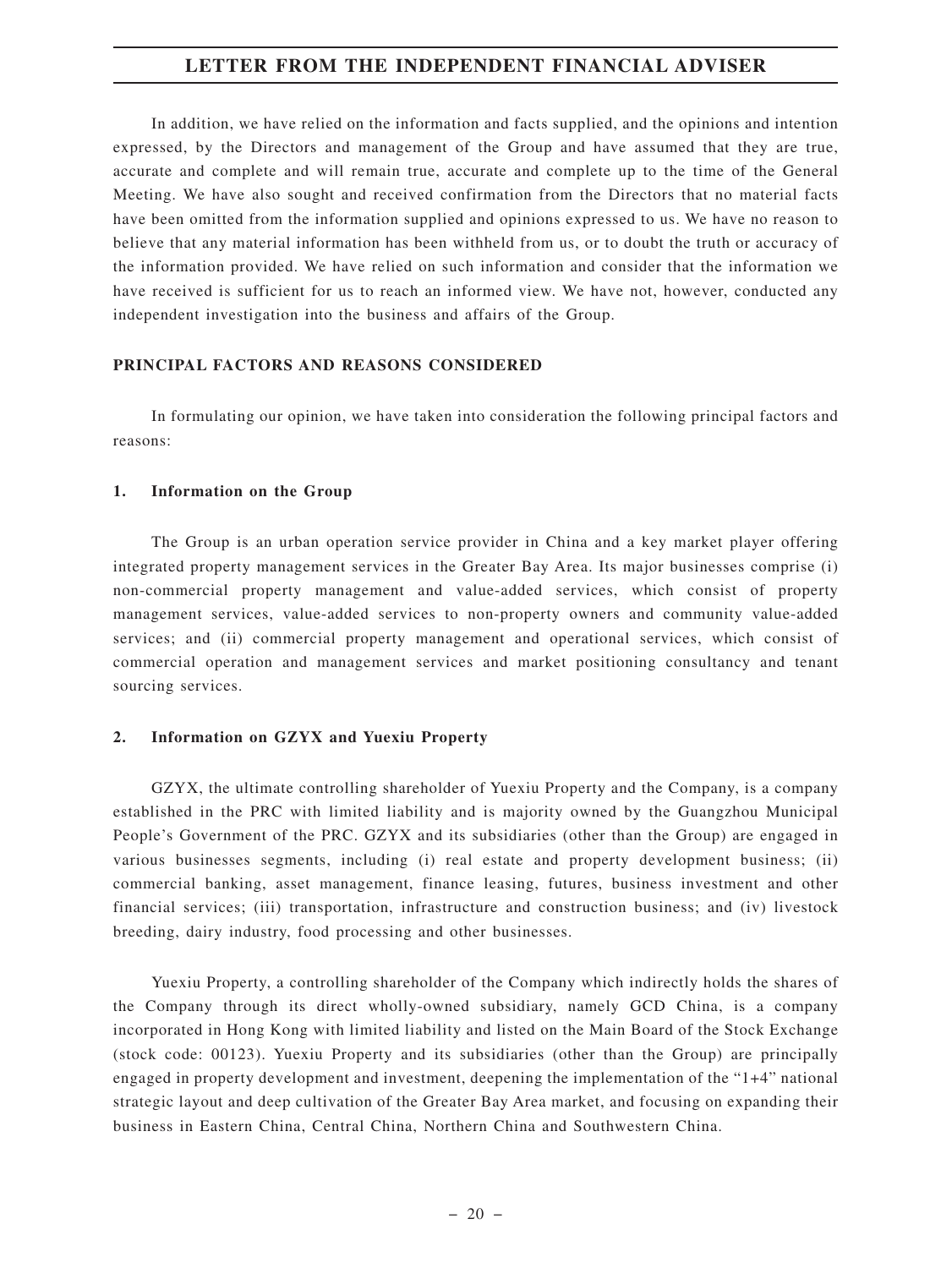In addition, we have relied on the information and facts supplied, and the opinions and intention expressed, by the Directors and management of the Group and have assumed that they are true, accurate and complete and will remain true, accurate and complete up to the time of the General Meeting. We have also sought and received confirmation from the Directors that no material facts have been omitted from the information supplied and opinions expressed to us. We have no reason to believe that any material information has been withheld from us, or to doubt the truth or accuracy of the information provided. We have relied on such information and consider that the information we have received is sufficient for us to reach an informed view. We have not, however, conducted any independent investigation into the business and affairs of the Group.

## PRINCIPAL FACTORS AND REASONS CONSIDERED

In formulating our opinion, we have taken into consideration the following principal factors and reasons:

### 1. Information on the Group

The Group is an urban operation service provider in China and a key market player offering integrated property management services in the Greater Bay Area. Its major businesses comprise (i) non-commercial property management and value-added services, which consist of property management services, value-added services to non-property owners and community value-added services; and (ii) commercial property management and operational services, which consist of commercial operation and management services and market positioning consultancy and tenant sourcing services.

### 2. Information on GZYX and Yuexiu Property

GZYX, the ultimate controlling shareholder of Yuexiu Property and the Company, is a company established in the PRC with limited liability and is majority owned by the Guangzhou Municipal People's Government of the PRC. GZYX and its subsidiaries (other than the Group) are engaged in various businesses segments, including (i) real estate and property development business; (ii) commercial banking, asset management, finance leasing, futures, business investment and other financial services; (iii) transportation, infrastructure and construction business; and (iv) livestock breeding, dairy industry, food processing and other businesses.

Yuexiu Property, a controlling shareholder of the Company which indirectly holds the shares of the Company through its direct wholly-owned subsidiary, namely GCD China, is a company incorporated in Hong Kong with limited liability and listed on the Main Board of the Stock Exchange (stock code: 00123). Yuexiu Property and its subsidiaries (other than the Group) are principally engaged in property development and investment, deepening the implementation of the "1+4" national strategic layout and deep cultivation of the Greater Bay Area market, and focusing on expanding their business in Eastern China, Central China, Northern China and Southwestern China.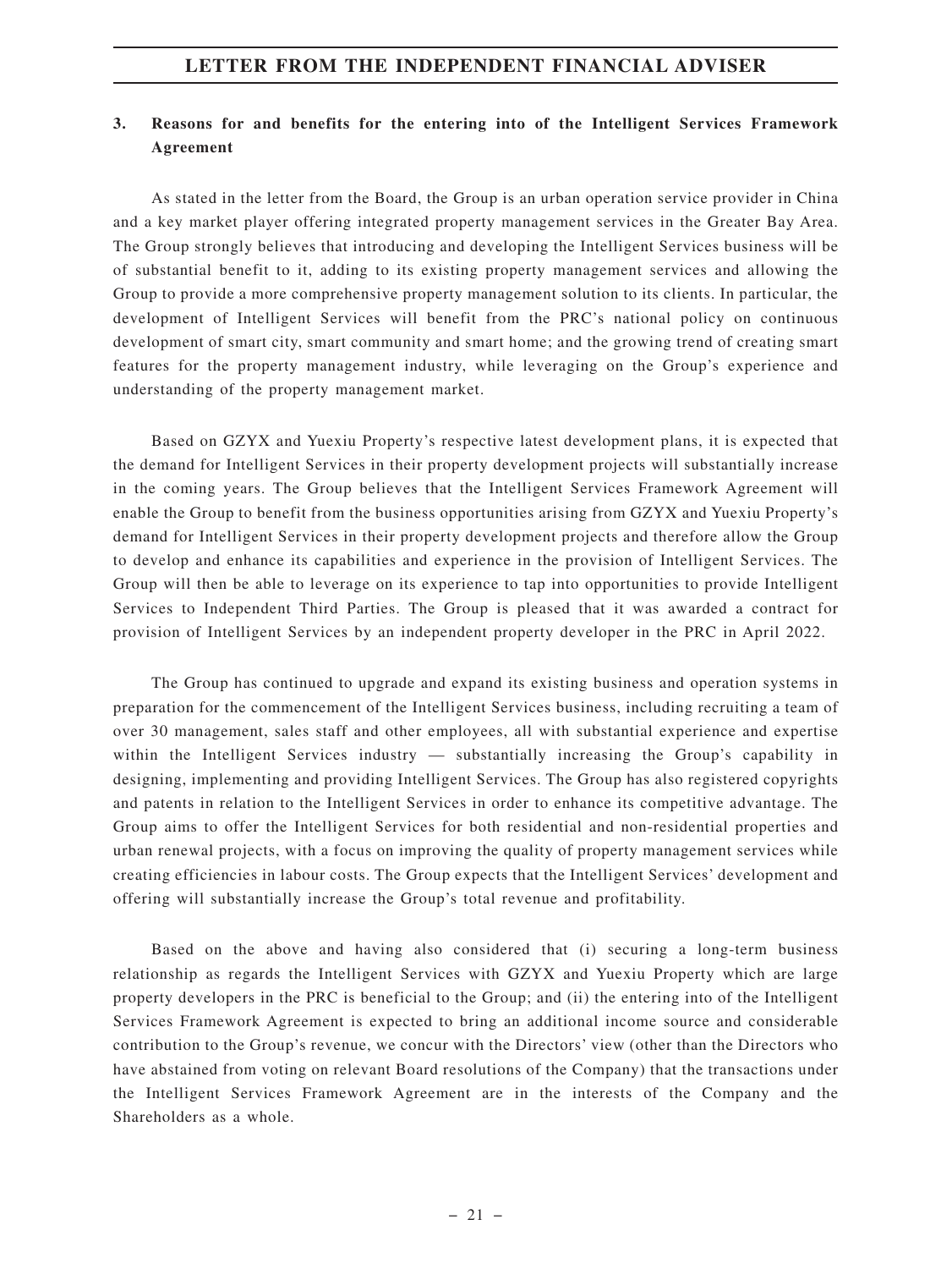### 3. Reasons for and benefits for the entering into of the Intelligent Services Framework Agreement

As stated in the letter from the Board, the Group is an urban operation service provider in China and a key market player offering integrated property management services in the Greater Bay Area. The Group strongly believes that introducing and developing the Intelligent Services business will be of substantial benefit to it, adding to its existing property management services and allowing the Group to provide a more comprehensive property management solution to its clients. In particular, the development of Intelligent Services will benefit from the PRC's national policy on continuous development of smart city, smart community and smart home; and the growing trend of creating smart features for the property management industry, while leveraging on the Group's experience and understanding of the property management market.

Based on GZYX and Yuexiu Property's respective latest development plans, it is expected that the demand for Intelligent Services in their property development projects will substantially increase in the coming years. The Group believes that the Intelligent Services Framework Agreement will enable the Group to benefit from the business opportunities arising from GZYX and Yuexiu Property's demand for Intelligent Services in their property development projects and therefore allow the Group to develop and enhance its capabilities and experience in the provision of Intelligent Services. The Group will then be able to leverage on its experience to tap into opportunities to provide Intelligent Services to Independent Third Parties. The Group is pleased that it was awarded a contract for provision of Intelligent Services by an independent property developer in the PRC in April 2022.

The Group has continued to upgrade and expand its existing business and operation systems in preparation for the commencement of the Intelligent Services business, including recruiting a team of over 30 management, sales staff and other employees, all with substantial experience and expertise within the Intelligent Services industry — substantially increasing the Group's capability in designing, implementing and providing Intelligent Services. The Group has also registered copyrights and patents in relation to the Intelligent Services in order to enhance its competitive advantage. The Group aims to offer the Intelligent Services for both residential and non-residential properties and urban renewal projects, with a focus on improving the quality of property management services while creating efficiencies in labour costs. The Group expects that the Intelligent Services' development and offering will substantially increase the Group's total revenue and profitability.

Based on the above and having also considered that (i) securing a long-term business relationship as regards the Intelligent Services with GZYX and Yuexiu Property which are large property developers in the PRC is beneficial to the Group; and (ii) the entering into of the Intelligent Services Framework Agreement is expected to bring an additional income source and considerable contribution to the Group's revenue, we concur with the Directors' view (other than the Directors who have abstained from voting on relevant Board resolutions of the Company) that the transactions under the Intelligent Services Framework Agreement are in the interests of the Company and the Shareholders as a whole.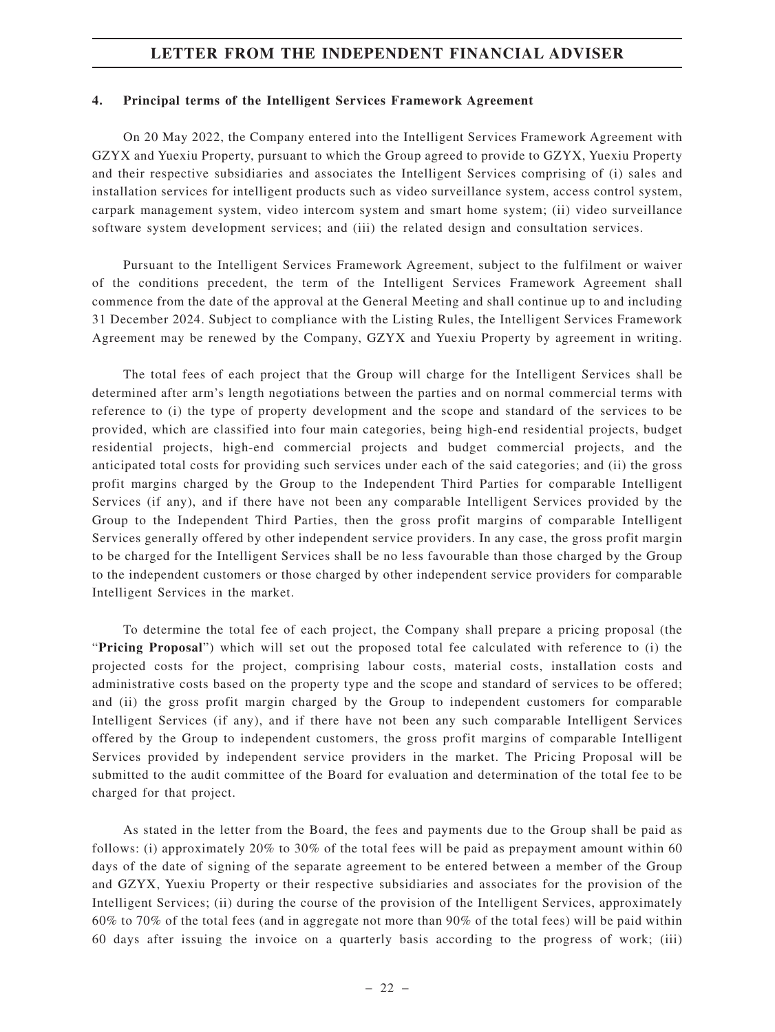#### 4. Principal terms of the Intelligent Services Framework Agreement

On 20 May 2022, the Company entered into the Intelligent Services Framework Agreement with GZYX and Yuexiu Property, pursuant to which the Group agreed to provide to GZYX, Yuexiu Property and their respective subsidiaries and associates the Intelligent Services comprising of (i) sales and installation services for intelligent products such as video surveillance system, access control system, carpark management system, video intercom system and smart home system; (ii) video surveillance software system development services; and (iii) the related design and consultation services.

Pursuant to the Intelligent Services Framework Agreement, subject to the fulfilment or waiver of the conditions precedent, the term of the Intelligent Services Framework Agreement shall commence from the date of the approval at the General Meeting and shall continue up to and including 31 December 2024. Subject to compliance with the Listing Rules, the Intelligent Services Framework Agreement may be renewed by the Company, GZYX and Yuexiu Property by agreement in writing.

The total fees of each project that the Group will charge for the Intelligent Services shall be determined after arm's length negotiations between the parties and on normal commercial terms with reference to (i) the type of property development and the scope and standard of the services to be provided, which are classified into four main categories, being high-end residential projects, budget residential projects, high-end commercial projects and budget commercial projects, and the anticipated total costs for providing such services under each of the said categories; and (ii) the gross profit margins charged by the Group to the Independent Third Parties for comparable Intelligent Services (if any), and if there have not been any comparable Intelligent Services provided by the Group to the Independent Third Parties, then the gross profit margins of comparable Intelligent Services generally offered by other independent service providers. In any case, the gross profit margin to be charged for the Intelligent Services shall be no less favourable than those charged by the Group to the independent customers or those charged by other independent service providers for comparable Intelligent Services in the market.

To determine the total fee of each project, the Company shall prepare a pricing proposal (the "**Pricing Proposal**") which will set out the proposed total fee calculated with reference to (i) the projected costs for the project, comprising labour costs, material costs, installation costs and administrative costs based on the property type and the scope and standard of services to be offered; and (ii) the gross profit margin charged by the Group to independent customers for comparable Intelligent Services (if any), and if there have not been any such comparable Intelligent Services offered by the Group to independent customers, the gross profit margins of comparable Intelligent Services provided by independent service providers in the market. The Pricing Proposal will be submitted to the audit committee of the Board for evaluation and determination of the total fee to be charged for that project.

As stated in the letter from the Board, the fees and payments due to the Group shall be paid as follows: (i) approximately 20% to 30% of the total fees will be paid as prepayment amount within 60 days of the date of signing of the separate agreement to be entered between a member of the Group and GZYX, Yuexiu Property or their respective subsidiaries and associates for the provision of the Intelligent Services; (ii) during the course of the provision of the Intelligent Services, approximately 60% to 70% of the total fees (and in aggregate not more than 90% of the total fees) will be paid within 60 days after issuing the invoice on a quarterly basis according to the progress of work; (iii)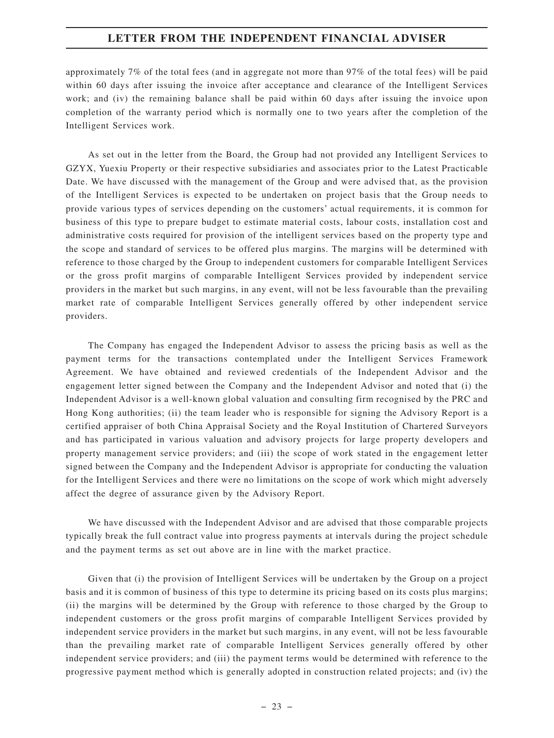approximately 7% of the total fees (and in aggregate not more than 97% of the total fees) will be paid within 60 days after issuing the invoice after acceptance and clearance of the Intelligent Services work; and (iv) the remaining balance shall be paid within 60 days after issuing the invoice upon completion of the warranty period which is normally one to two years after the completion of the Intelligent Services work.

As set out in the letter from the Board, the Group had not provided any Intelligent Services to GZYX, Yuexiu Property or their respective subsidiaries and associates prior to the Latest Practicable Date. We have discussed with the management of the Group and were advised that, as the provision of the Intelligent Services is expected to be undertaken on project basis that the Group needs to provide various types of services depending on the customers' actual requirements, it is common for business of this type to prepare budget to estimate material costs, labour costs, installation cost and administrative costs required for provision of the intelligent services based on the property type and the scope and standard of services to be offered plus margins. The margins will be determined with reference to those charged by the Group to independent customers for comparable Intelligent Services or the gross profit margins of comparable Intelligent Services provided by independent service providers in the market but such margins, in any event, will not be less favourable than the prevailing market rate of comparable Intelligent Services generally offered by other independent service providers.

The Company has engaged the Independent Advisor to assess the pricing basis as well as the payment terms for the transactions contemplated under the Intelligent Services Framework Agreement. We have obtained and reviewed credentials of the Independent Advisor and the engagement letter signed between the Company and the Independent Advisor and noted that (i) the Independent Advisor is a well-known global valuation and consulting firm recognised by the PRC and Hong Kong authorities; (ii) the team leader who is responsible for signing the Advisory Report is a certified appraiser of both China Appraisal Society and the Royal Institution of Chartered Surveyors and has participated in various valuation and advisory projects for large property developers and property management service providers; and (iii) the scope of work stated in the engagement letter signed between the Company and the Independent Advisor is appropriate for conducting the valuation for the Intelligent Services and there were no limitations on the scope of work which might adversely affect the degree of assurance given by the Advisory Report.

We have discussed with the Independent Advisor and are advised that those comparable projects typically break the full contract value into progress payments at intervals during the project schedule and the payment terms as set out above are in line with the market practice.

Given that (i) the provision of Intelligent Services will be undertaken by the Group on a project basis and it is common of business of this type to determine its pricing based on its costs plus margins; (ii) the margins will be determined by the Group with reference to those charged by the Group to independent customers or the gross profit margins of comparable Intelligent Services provided by independent service providers in the market but such margins, in any event, will not be less favourable than the prevailing market rate of comparable Intelligent Services generally offered by other independent service providers; and (iii) the payment terms would be determined with reference to the progressive payment method which is generally adopted in construction related projects; and (iv) the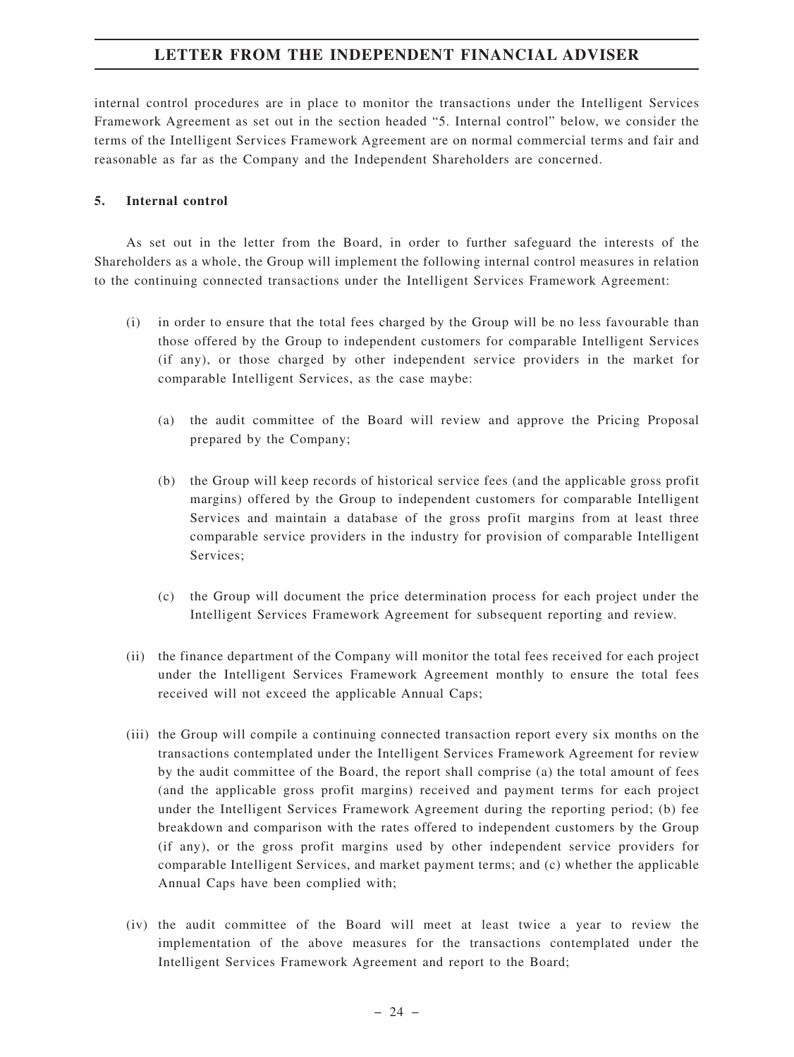internal control procedures are in place to monitor the transactions under the Intelligent Services Framework Agreement as set out in the section headed "5. Internal control" below, we consider the terms of the Intelligent Services Framework Agreement are on normal commercial terms and fair and reasonable as far as the Company and the Independent Shareholders are concerned.

**5. Internal control**

As set out in the letter from the Board, in order to further safeguard the interests of the Shareholders as a whole, the Group will implement the following internal control measures in relation to the continuing connected transactions under the Intelligent Services Framework Agreement:

(i) in order to ensure that the total fees charged by the Group will be no less favourable than those offered by the Group to independent customers for comparable Intelligent Services (if any), or those charged by other independent service providers in the market for comparable Intelligent Services, as the case maybe:

   (a) the audit committee of the Board will review and approve the Pricing Proposal prepared by the Company;

   (b) the Group will keep records of historical service fees (and the applicable gross profit margins) offered by the Group to independent customers for comparable Intelligent Services and maintain a database of the gross profit margins from at least three comparable service providers in the industry for provision of comparable Intelligent Services;

   (c) the Group will document the price determination process for each project under the Intelligent Services Framework Agreement for subsequent reporting and review.

(ii) the finance department of the Company will monitor the total fees received for each project under the Intelligent Services Framework Agreement monthly to ensure the total fees received will not exceed the applicable Annual Caps;

(iii) the Group will compile a continuing connected transaction report every six months on the transactions contemplated under the Intelligent Services Framework Agreement for review by the audit committee of the Board, the report shall comprise (a) the total amount of fees (and the applicable gross profit margins) received and payment terms for each project under the Intelligent Services Framework Agreement during the reporting period; (b) fee breakdown and comparison with the rates offered to independent customers by the Group (if any), or the gross profit margins used by other independent service providers for comparable Intelligent Services, and market payment terms; and (c) whether the applicable Annual Caps have been complied with;

(iv) the audit committee of the Board will meet at least twice a year to review the implementation of the above measures for the transactions contemplated under the Intelligent Services Framework Agreement and report to the Board;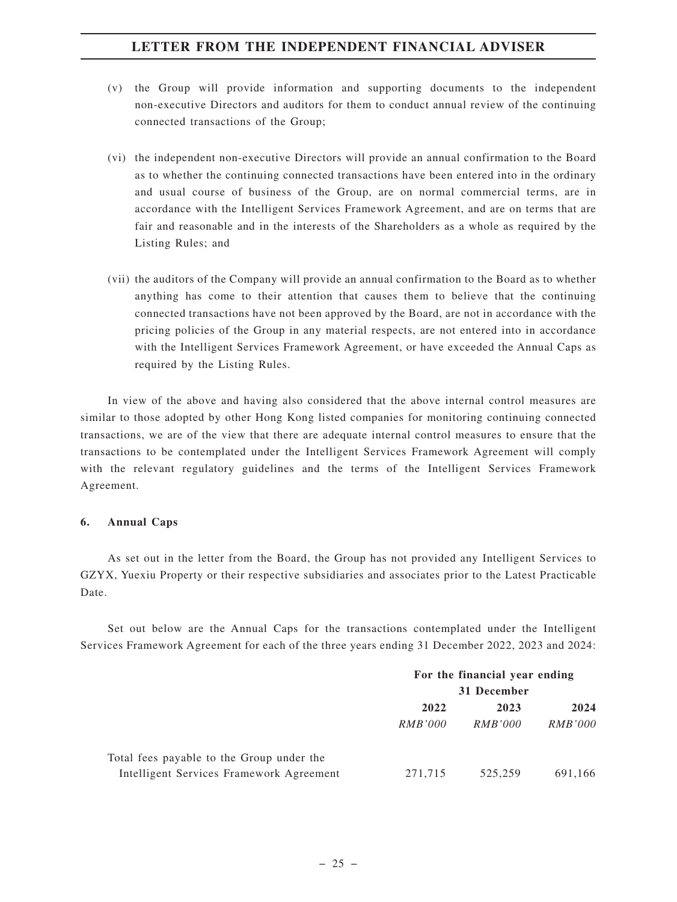(v) the Group will provide information and supporting documents to the independent non-executive Directors and auditors for them to conduct annual review of the continuing connected transactions of the Group;

(vi) the independent non-executive Directors will provide an annual confirmation to the Board as to whether the continuing connected transactions have been entered into in the ordinary and usual course of business of the Group, are on normal commercial terms, are in accordance with the Intelligent Services Framework Agreement, and are on terms that are fair and reasonable and in the interests of the Shareholders as a whole as required by the Listing Rules; and

(vii) the auditors of the Company will provide an annual confirmation to the Board as to whether anything has come to their attention that causes them to believe that the continuing connected transactions have not been approved by the Board, are not in accordance with the pricing policies of the Group in any material respects, are not entered into in accordance with the Intelligent Services Framework Agreement, or have exceeded the Annual Caps as required by the Listing Rules.

In view of the above and having also considered that the above internal control measures are similar to those adopted by other Hong Kong listed companies for monitoring continuing connected transactions, we are of the view that there are adequate internal control measures to ensure that the transactions to be contemplated under the Intelligent Services Framework Agreement will comply with the relevant regulatory guidelines and the terms of the Intelligent Services Framework Agreement.

**6. Annual Caps**

As set out in the letter from the Board, the Group has not provided any Intelligent Services to GZYX, Yuexiu Property or their respective subsidiaries and associates prior to the Latest Practicable Date.

Set out below are the Annual Caps for the transactions contemplated under the Intelligent Services Framework Agreement for each of the three years ending 31 December 2022, 2023 and 2024:

| | **For the financial year ending 31 December** | | |
|---|---|---|---|
| | **2022** | **2023** | **2024** |
| | *RMB'000* | *RMB'000* | *RMB'000* |
| Total fees payable to the Group under the Intelligent Services Framework Agreement | 271,715 | 525,259 | 691,166 |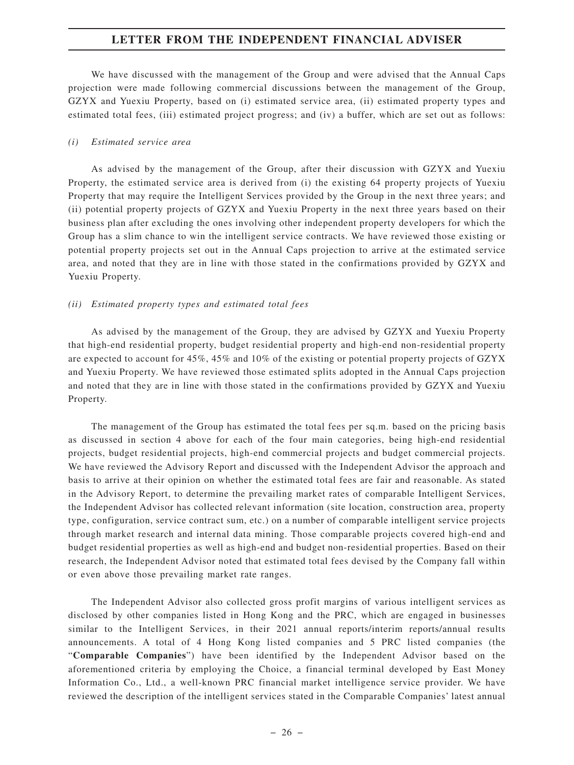We have discussed with the management of the Group and were advised that the Annual Caps projection were made following commercial discussions between the management of the Group, GZYX and Yuexiu Property, based on (i) estimated service area, (ii) estimated property types and estimated total fees, (iii) estimated project progress; and (iv) a buffer, which are set out as follows:

*(i) Estimated service area*

As advised by the management of the Group, after their discussion with GZYX and Yuexiu Property, the estimated service area is derived from (i) the existing 64 property projects of Yuexiu Property that may require the Intelligent Services provided by the Group in the next three years; and (ii) potential property projects of GZYX and Yuexiu Property in the next three years based on their business plan after excluding the ones involving other independent property developers for which the Group has a slim chance to win the intelligent service contracts. We have reviewed those existing or potential property projects set out in the Annual Caps projection to arrive at the estimated service area, and noted that they are in line with those stated in the confirmations provided by GZYX and Yuexiu Property.

*(ii) Estimated property types and estimated total fees*

As advised by the management of the Group, they are advised by GZYX and Yuexiu Property that high-end residential property, budget residential property and high-end non-residential property are expected to account for 45%, 45% and 10% of the existing or potential property projects of GZYX and Yuexiu Property. We have reviewed those estimated splits adopted in the Annual Caps projection and noted that they are in line with those stated in the confirmations provided by GZYX and Yuexiu Property.

The management of the Group has estimated the total fees per sq.m. based on the pricing basis as discussed in section 4 above for each of the four main categories, being high-end residential projects, budget residential projects, high-end commercial projects and budget commercial projects. We have reviewed the Advisory Report and discussed with the Independent Advisor the approach and basis to arrive at their opinion on whether the estimated total fees are fair and reasonable. As stated in the Advisory Report, to determine the prevailing market rates of comparable Intelligent Services, the Independent Advisor has collected relevant information (site location, construction area, property type, configuration, service contract sum, etc.) on a number of comparable intelligent service projects through market research and internal data mining. Those comparable projects covered high-end and budget residential properties as well as high-end and budget non-residential properties. Based on their research, the Independent Advisor noted that estimated total fees devised by the Company fall within or even above those prevailing market rate ranges.

The Independent Advisor also collected gross profit margins of various intelligent services as disclosed by other companies listed in Hong Kong and the PRC, which are engaged in businesses similar to the Intelligent Services, in their 2021 annual reports/interim reports/annual results announcements. A total of 4 Hong Kong listed companies and 5 PRC listed companies (the "**Comparable Companies**") have been identified by the Independent Advisor based on the aforementioned criteria by employing the Choice, a financial terminal developed by East Money Information Co., Ltd., a well-known PRC financial market intelligence service provider. We have reviewed the description of the intelligent services stated in the Comparable Companies' latest annual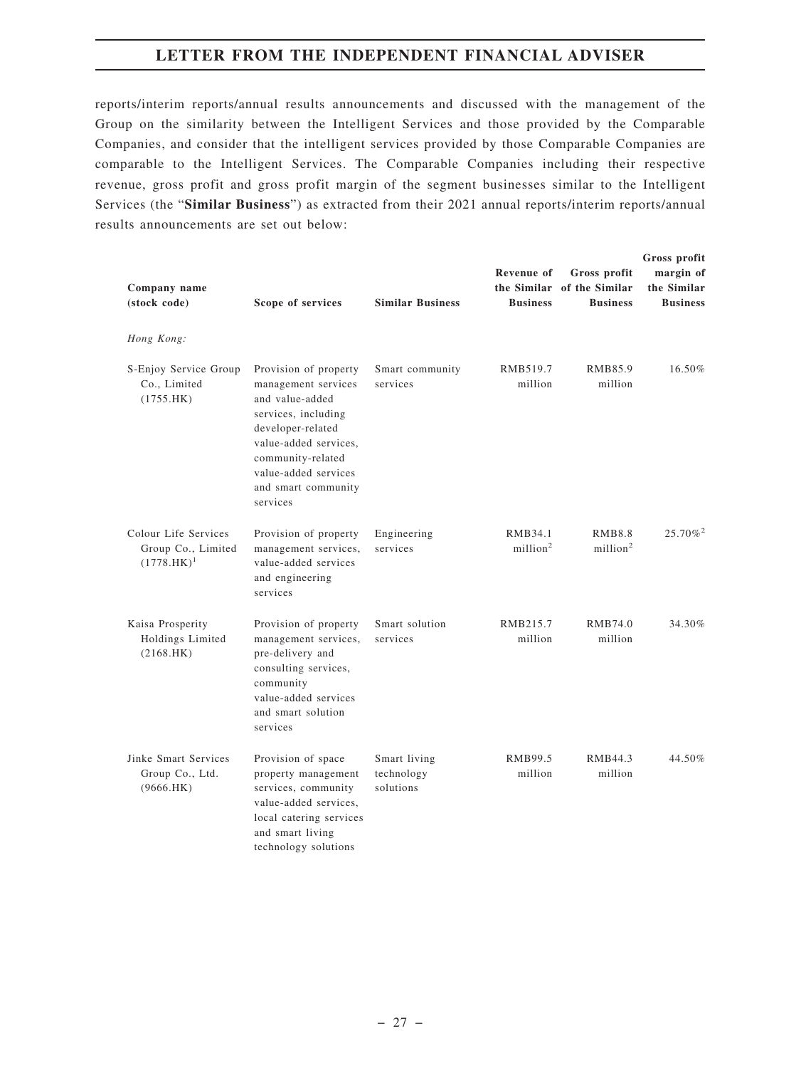reports/interim reports/annual results announcements and discussed with the management of the Group on the similarity between the Intelligent Services and those provided by the Comparable Companies, and consider that the intelligent services provided by those Comparable Companies are comparable to the Intelligent Services. The Comparable Companies including their respective revenue, gross profit and gross profit margin of the segment businesses similar to the Intelligent Services (the "**Similar Business**") as extracted from their 2021 annual reports/interim reports/annual results announcements are set out below:

| Company name (stock code) | Scope of services | Similar Business | Revenue of the Similar Business | Gross profit of the Similar Business | Gross profit margin of the Similar Business |
|---|---|---|---|---|---|
| *Hong Kong:* | | | | | |
| S-Enjoy Service Group Co., Limited (1755.HK) | Provision of property management services and value-added services, including developer-related value-added services, community-related value-added services and smart community services | Smart community services | RMB519.7 million | RMB85.9 million | 16.50% |
| Colour Life Services Group Co., Limited (1778.HK)[1] | Provision of property management services, value-added services and engineering services | Engineering services | RMB34.1 million[2] | RMB8.8 million[2] | 25.70%[2] |
| Kaisa Prosperity Holdings Limited (2168.HK) | Provision of property management services, pre-delivery and consulting services, community value-added services and smart solution services | Smart solution services | RMB215.7 million | RMB74.0 million | 34.30% |
| Jinke Smart Services Group Co., Ltd. (9666.HK) | Provision of space property management services, community value-added services, local catering services and smart living technology solutions | Smart living technology solutions | RMB99.5 million | RMB44.3 million | 44.50% |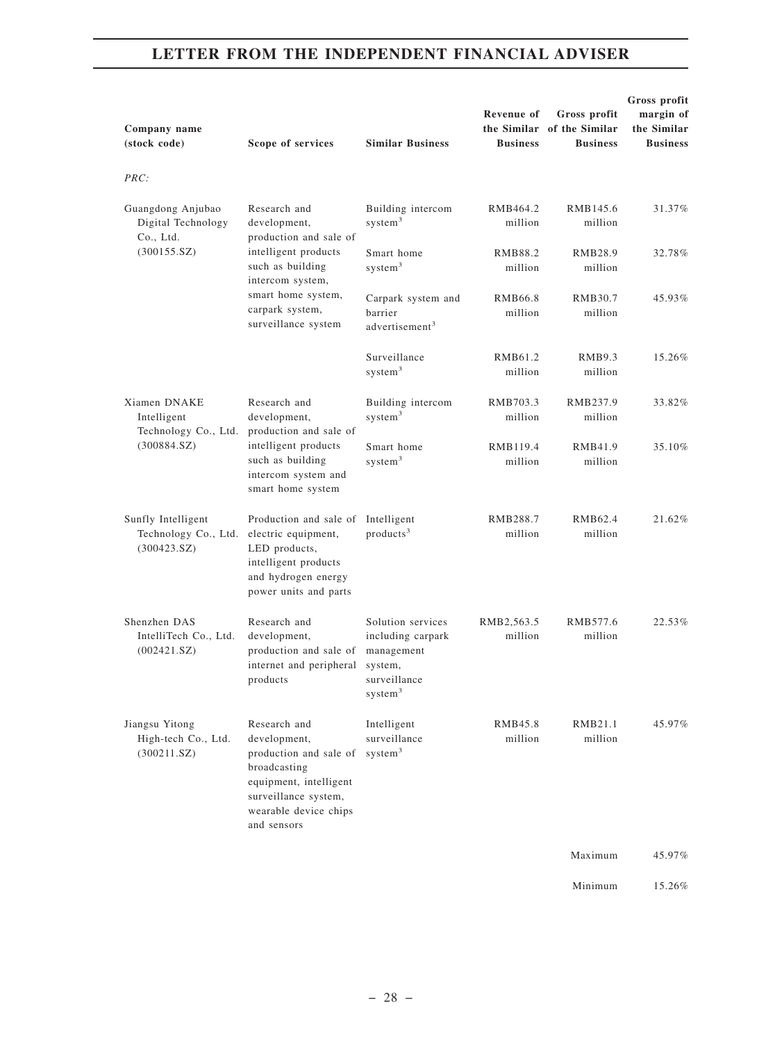| Company name (stock code) | Scope of services | Similar Business | Revenue of the Similar Business | Gross profit of the Similar Business | Gross profit margin of the Similar Business |
|---|---|---|---|---|---|
| *PRC:* | | | | | |
| Guangdong Anjubao Digital Technology Co., Ltd. (300155.SZ) | Research and development, production and sale of intelligent products such as building intercom system, smart home system, carpark system, surveillance system | Building intercom system[3] | RMB464.2 million | RMB145.6 million | 31.37% |
| | | Smart home system[3] | RMB88.2 million | RMB28.9 million | 32.78% |
| | | Carpark system and barrier advertisement[3] | RMB66.8 million | RMB30.7 million | 45.93% |
| | | Surveillance system[3] | RMB61.2 million | RMB9.3 million | 15.26% |
| Xiamen DNAKE Intelligent Technology Co., Ltd. (300884.SZ) | Research and development, production and sale of intelligent products such as building intercom system and smart home system | Building intercom system[3] | RMB703.3 million | RMB237.9 million | 33.82% |
| | | Smart home system[3] | RMB119.4 million | RMB41.9 million | 35.10% |
| Sunfly Intelligent Technology Co., Ltd. (300423.SZ) | Production and sale of electric equipment, LED products, intelligent products and hydrogen energy power units and parts | Intelligent products[3] | RMB288.7 million | RMB62.4 million | 21.62% |
| Shenzhen DAS IntelliTech Co., Ltd. (002421.SZ) | Research and development, production and sale of internet and peripheral products | Solution services including carpark management system, surveillance system[3] | RMB2,563.5 million | RMB577.6 million | 22.53% |
| Jiangsu Yitong High-tech Co., Ltd. (300211.SZ) | Research and development, production and sale of broadcasting equipment, intelligent surveillance system, wearable device chips and sensors | Intelligent surveillance system[3] | RMB45.8 million | RMB21.1 million | 45.97% |
| | | | | Maximum | 45.97% |
| | | | | Minimum | 15.26% |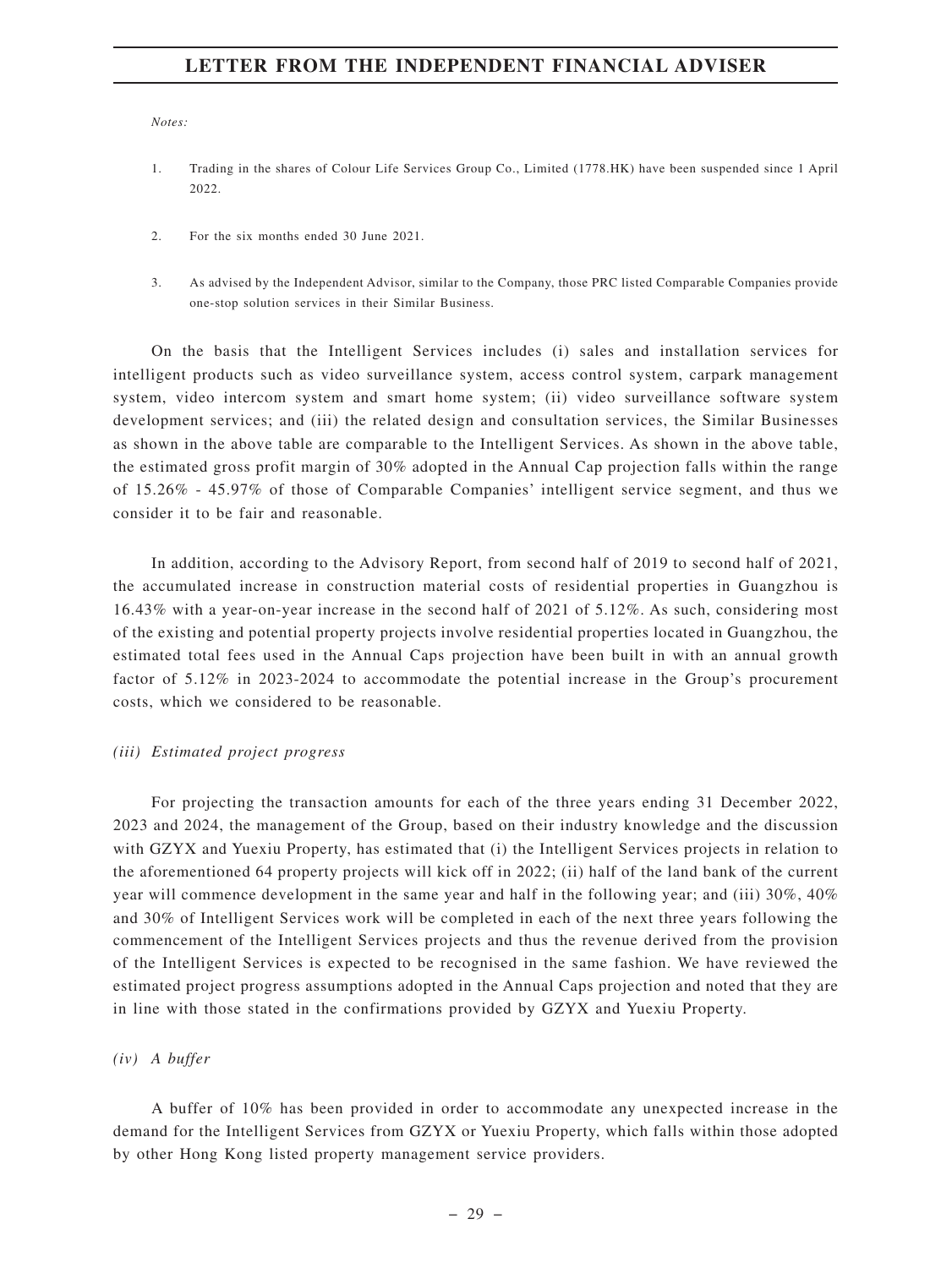*Notes:*

1. Trading in the shares of Colour Life Services Group Co., Limited (1778.HK) have been suspended since 1 April 2022.

2. For the six months ended 30 June 2021.

3. As advised by the Independent Advisor, similar to the Company, those PRC listed Comparable Companies provide one-stop solution services in their Similar Business.

On the basis that the Intelligent Services includes (i) sales and installation services for intelligent products such as video surveillance system, access control system, carpark management system, video intercom system and smart home system; (ii) video surveillance software system development services; and (iii) the related design and consultation services, the Similar Businesses as shown in the above table are comparable to the Intelligent Services. As shown in the above table, the estimated gross profit margin of 30% adopted in the Annual Cap projection falls within the range of 15.26% - 45.97% of those of Comparable Companies' intelligent service segment, and thus we consider it to be fair and reasonable.

In addition, according to the Advisory Report, from second half of 2019 to second half of 2021, the accumulated increase in construction material costs of residential properties in Guangzhou is 16.43% with a year-on-year increase in the second half of 2021 of 5.12%. As such, considering most of the existing and potential property projects involve residential properties located in Guangzhou, the estimated total fees used in the Annual Caps projection have been built in with an annual growth factor of 5.12% in 2023-2024 to accommodate the potential increase in the Group's procurement costs, which we considered to be reasonable.

*(iii) Estimated project progress*

For projecting the transaction amounts for each of the three years ending 31 December 2022, 2023 and 2024, the management of the Group, based on their industry knowledge and the discussion with GZYX and Yuexiu Property, has estimated that (i) the Intelligent Services projects in relation to the aforementioned 64 property projects will kick off in 2022; (ii) half of the land bank of the current year will commence development in the same year and half in the following year; and (iii) 30%, 40% and 30% of Intelligent Services work will be completed in each of the next three years following the commencement of the Intelligent Services projects and thus the revenue derived from the provision of the Intelligent Services is expected to be recognised in the same fashion. We have reviewed the estimated project progress assumptions adopted in the Annual Caps projection and noted that they are in line with those stated in the confirmations provided by GZYX and Yuexiu Property.

*(iv) A buffer*

A buffer of 10% has been provided in order to accommodate any unexpected increase in the demand for the Intelligent Services from GZYX or Yuexiu Property, which falls within those adopted by other Hong Kong listed property management service providers.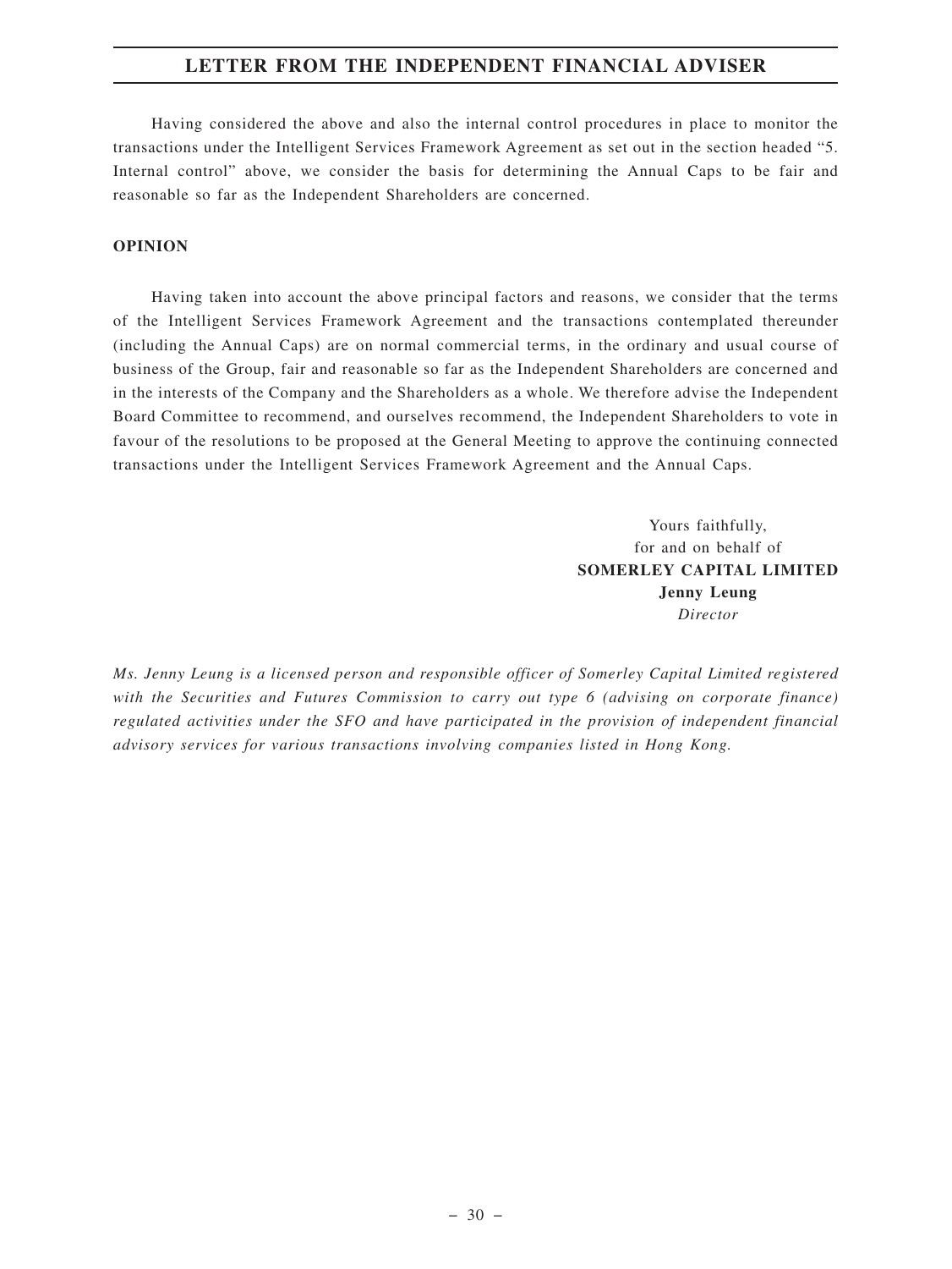Having considered the above and also the internal control procedures in place to monitor the transactions under the Intelligent Services Framework Agreement as set out in the section headed "5. Internal control" above, we consider the basis for determining the Annual Caps to be fair and reasonable so far as the Independent Shareholders are concerned.

**OPINION**

Having taken into account the above principal factors and reasons, we consider that the terms of the Intelligent Services Framework Agreement and the transactions contemplated thereunder (including the Annual Caps) are on normal commercial terms, in the ordinary and usual course of business of the Group, fair and reasonable so far as the Independent Shareholders are concerned and in the interests of the Company and the Shareholders as a whole. We therefore advise the Independent Board Committee to recommend, and ourselves recommend, the Independent Shareholders to vote in favour of the resolutions to be proposed at the General Meeting to approve the continuing connected transactions under the Intelligent Services Framework Agreement and the Annual Caps.

Yours faithfully,
for and on behalf of
**SOMERLEY CAPITAL LIMITED**
**Jenny Leung**
*Director*

*Ms. Jenny Leung is a licensed person and responsible officer of Somerley Capital Limited registered with the Securities and Futures Commission to carry out type 6 (advising on corporate finance) regulated activities under the SFO and have participated in the provision of independent financial advisory services for various transactions involving companies listed in Hong Kong.*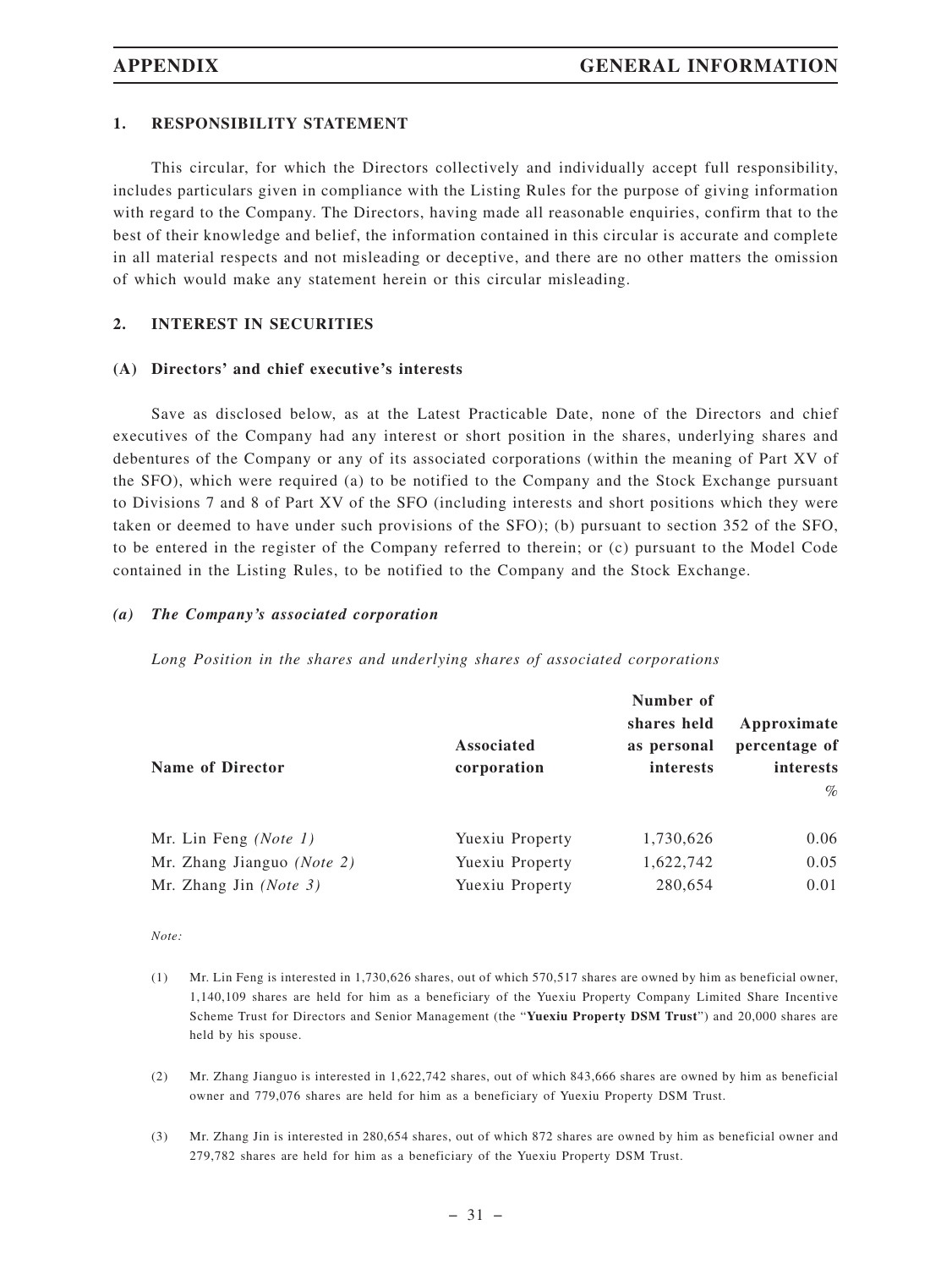## 1. RESPONSIBILITY STATEMENT

This circular, for which the Directors collectively and individually accept full responsibility, includes particulars given in compliance with the Listing Rules for the purpose of giving information with regard to the Company. The Directors, having made all reasonable enquiries, confirm that to the best of their knowledge and belief, the information contained in this circular is accurate and complete in all material respects and not misleading or deceptive, and there are no other matters the omission of which would make any statement herein or this circular misleading.

## 2. INTEREST IN SECURITIES

### (A) Directors' and chief executive's interests

Save as disclosed below, as at the Latest Practicable Date, none of the Directors and chief executives of the Company had any interest or short position in the shares, underlying shares and debentures of the Company or any of its associated corporations (within the meaning of Part XV of the SFO), which were required (a) to be notified to the Company and the Stock Exchange pursuant to Divisions 7 and 8 of Part XV of the SFO (including interests and short positions which they were taken or deemed to have under such provisions of the SFO); (b) pursuant to section 352 of the SFO, to be entered in the register of the Company referred to therein; or (c) pursuant to the Model Code contained in the Listing Rules, to be notified to the Company and the Stock Exchange.

#### *(a) The Company's associated corporation*

*Long Position in the shares and underlying shares of associated corporations*

| Name of Director | Associated corporation | Number of shares held as personal interests | Approximate percentage of interests % |
|---|---|---|---|
| Mr. Lin Feng *(Note 1)* | Yuexiu Property | 1,730,626 | 0.06 |
| Mr. Zhang Jianguo *(Note 2)* | Yuexiu Property | 1,622,742 | 0.05 |
| Mr. Zhang Jin *(Note 3)* | Yuexiu Property | 280,654 | 0.01 |

*Note:*

(1) Mr. Lin Feng is interested in 1,730,626 shares, out of which 570,517 shares are owned by him as beneficial owner, 1,140,109 shares are held for him as a beneficiary of the Yuexiu Property Company Limited Share Incentive Scheme Trust for Directors and Senior Management (the "**Yuexiu Property DSM Trust**") and 20,000 shares are held by his spouse.

(2) Mr. Zhang Jianguo is interested in 1,622,742 shares, out of which 843,666 shares are owned by him as beneficial owner and 779,076 shares are held for him as a beneficiary of Yuexiu Property DSM Trust.

(3) Mr. Zhang Jin is interested in 280,654 shares, out of which 872 shares are owned by him as beneficial owner and 279,782 shares are held for him as a beneficiary of the Yuexiu Property DSM Trust.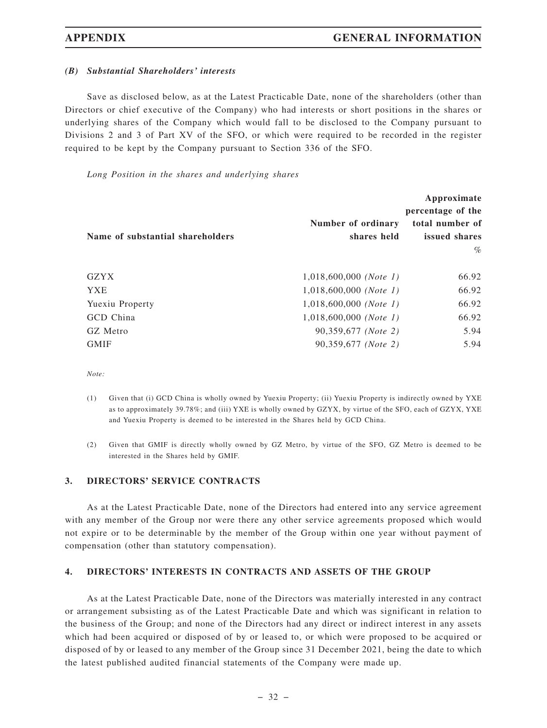### *(B) Substantial Shareholders' interests*

Save as disclosed below, as at the Latest Practicable Date, none of the shareholders (other than Directors or chief executive of the Company) who had interests or short positions in the shares or underlying shares of the Company which would fall to be disclosed to the Company pursuant to Divisions 2 and 3 of Part XV of the SFO, or which were required to be recorded in the register required to be kept by the Company pursuant to Section 336 of the SFO.

*Long Position in the shares and underlying shares*

| Name of substantial shareholders | Number of ordinary shares held | Approximate percentage of the total number of issued shares % |
|---|---|---|
| GZYX | 1,018,600,000 *(Note 1)* | 66.92 |
| YXE | 1,018,600,000 *(Note 1)* | 66.92 |
| Yuexiu Property | 1,018,600,000 *(Note 1)* | 66.92 |
| GCD China | 1,018,600,000 *(Note 1)* | 66.92 |
| GZ Metro | 90,359,677 *(Note 2)* | 5.94 |
| GMIF | 90,359,677 *(Note 2)* | 5.94 |

*Note:*

(1) Given that (i) GCD China is wholly owned by Yuexiu Property; (ii) Yuexiu Property is indirectly owned by YXE as to approximately 39.78%; and (iii) YXE is wholly owned by GZYX, by virtue of the SFO, each of GZYX, YXE and Yuexiu Property is deemed to be interested in the Shares held by GCD China.

(2) Given that GMIF is directly wholly owned by GZ Metro, by virtue of the SFO, GZ Metro is deemed to be interested in the Shares held by GMIF.

## 3. DIRECTORS' SERVICE CONTRACTS

As at the Latest Practicable Date, none of the Directors had entered into any service agreement with any member of the Group nor were there any other service agreements proposed which would not expire or to be determinable by the member of the Group within one year without payment of compensation (other than statutory compensation).

## 4. DIRECTORS' INTERESTS IN CONTRACTS AND ASSETS OF THE GROUP

As at the Latest Practicable Date, none of the Directors was materially interested in any contract or arrangement subsisting as of the Latest Practicable Date and which was significant in relation to the business of the Group; and none of the Directors had any direct or indirect interest in any assets which had been acquired or disposed of by or leased to, or which were proposed to be acquired or disposed of by or leased to any member of the Group since 31 December 2021, being the date to which the latest published audited financial statements of the Company were made up.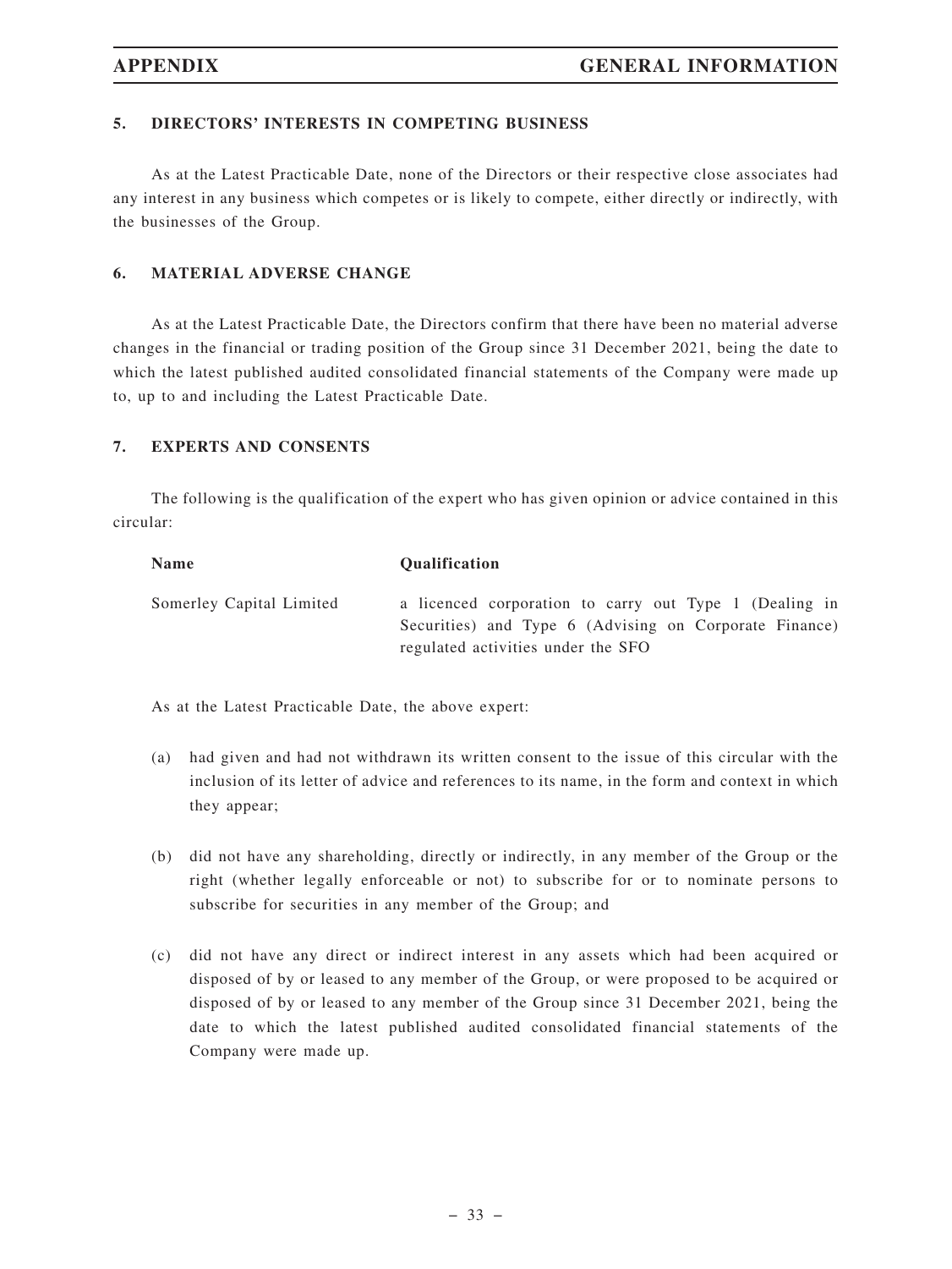## 5. DIRECTORS' INTERESTS IN COMPETING BUSINESS

As at the Latest Practicable Date, none of the Directors or their respective close associates had any interest in any business which competes or is likely to compete, either directly or indirectly, with the businesses of the Group.

## 6. MATERIAL ADVERSE CHANGE

As at the Latest Practicable Date, the Directors confirm that there have been no material adverse changes in the financial or trading position of the Group since 31 December 2021, being the date to which the latest published audited consolidated financial statements of the Company were made up to, up to and including the Latest Practicable Date.

## 7. EXPERTS AND CONSENTS

The following is the qualification of the expert who has given opinion or advice contained in this circular:

| Name | Qualification |
|---|---|
| Somerley Capital Limited | a licenced corporation to carry out Type 1 (Dealing in Securities) and Type 6 (Advising on Corporate Finance) regulated activities under the SFO |

As at the Latest Practicable Date, the above expert:

(a) had given and had not withdrawn its written consent to the issue of this circular with the inclusion of its letter of advice and references to its name, in the form and context in which they appear;

(b) did not have any shareholding, directly or indirectly, in any member of the Group or the right (whether legally enforceable or not) to subscribe for or to nominate persons to subscribe for securities in any member of the Group; and

(c) did not have any direct or indirect interest in any assets which had been acquired or disposed of by or leased to any member of the Group, or were proposed to be acquired or disposed of by or leased to any member of the Group since 31 December 2021, being the date to which the latest published audited consolidated financial statements of the Company were made up.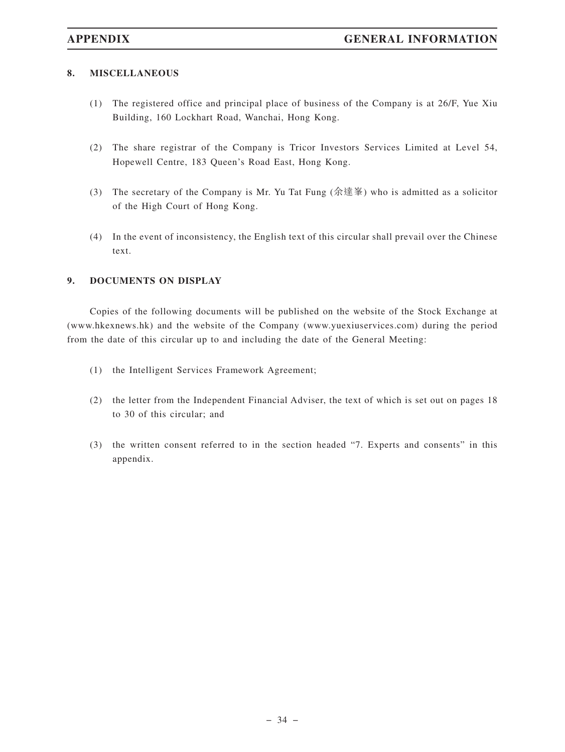## 8. MISCELLANEOUS

(1) The registered office and principal place of business of the Company is at 26/F, Yue Xiu Building, 160 Lockhart Road, Wanchai, Hong Kong.

(2) The share registrar of the Company is Tricor Investors Services Limited at Level 54, Hopewell Centre, 183 Queen's Road East, Hong Kong.

(3) The secretary of the Company is Mr. Yu Tat Fung (余達峯) who is admitted as a solicitor of the High Court of Hong Kong.

(4) In the event of inconsistency, the English text of this circular shall prevail over the Chinese text.

## 9. DOCUMENTS ON DISPLAY

Copies of the following documents will be published on the website of the Stock Exchange at (www.hkexnews.hk) and the website of the Company (www.yuexiuservices.com) during the period from the date of this circular up to and including the date of the General Meeting:

(1) the Intelligent Services Framework Agreement;

(2) the letter from the Independent Financial Adviser, the text of which is set out on pages 18 to 30 of this circular; and

(3) the written consent referred to in the section headed "7. Experts and consents" in this appendix.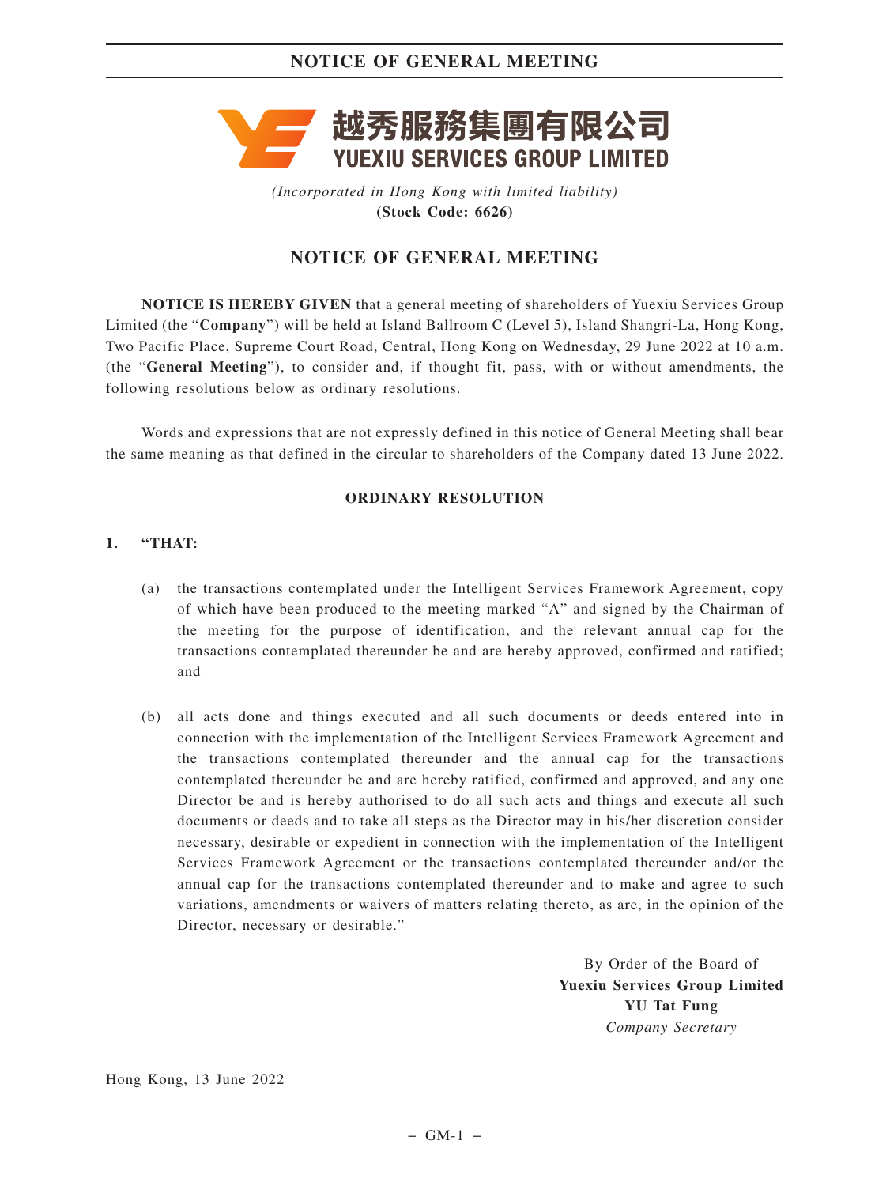越秀服務集團有限公司
**YUEXIU SERVICES GROUP LIMITED**

*(Incorporated in Hong Kong with limited liability)*
**(Stock Code: 6626)**

# NOTICE OF GENERAL MEETING

**NOTICE IS HEREBY GIVEN** that a general meeting of shareholders of Yuexiu Services Group Limited (the "**Company**") will be held at Island Ballroom C (Level 5), Island Shangri-La, Hong Kong, Two Pacific Place, Supreme Court Road, Central, Hong Kong on Wednesday, 29 June 2022 at 10 a.m. (the "**General Meeting**"), to consider and, if thought fit, pass, with or without amendments, the following resolutions below as ordinary resolutions.

Words and expressions that are not expressly defined in this notice of General Meeting shall bear the same meaning as that defined in the circular to shareholders of the Company dated 13 June 2022.

## ORDINARY RESOLUTION

**1. "THAT:**

(a) the transactions contemplated under the Intelligent Services Framework Agreement, copy of which have been produced to the meeting marked "A" and signed by the Chairman of the meeting for the purpose of identification, and the relevant annual cap for the transactions contemplated thereunder be and are hereby approved, confirmed and ratified; and

(b) all acts done and things executed and all such documents or deeds entered into in connection with the implementation of the Intelligent Services Framework Agreement and the transactions contemplated thereunder and the annual cap for the transactions contemplated thereunder be and are hereby ratified, confirmed and approved, and any one Director be and is hereby authorised to do all such acts and things and execute all such documents or deeds and to take all steps as the Director may in his/her discretion consider necessary, desirable or expedient in connection with the implementation of the Intelligent Services Framework Agreement or the transactions contemplated thereunder and/or the annual cap for the transactions contemplated thereunder and to make and agree to such variations, amendments or waivers of matters relating thereto, as are, in the opinion of the Director, necessary or desirable."

By Order of the Board of
**Yuexiu Services Group Limited**
**YU Tat Fung**
*Company Secretary*

Hong Kong, 13 June 2022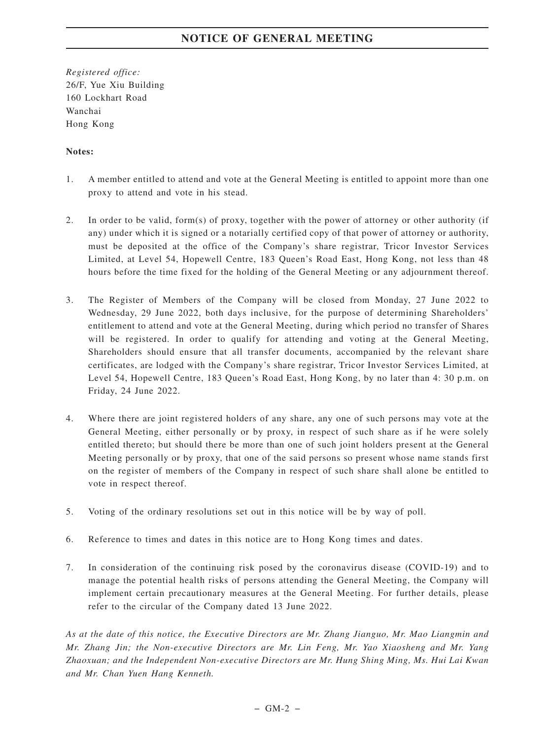# NOTICE OF GENERAL MEETING

*Registered office:*
26/F, Yue Xiu Building
160 Lockhart Road
Wanchai
Hong Kong

**Notes:**

1. A member entitled to attend and vote at the General Meeting is entitled to appoint more than one proxy to attend and vote in his stead.

2. In order to be valid, form(s) of proxy, together with the power of attorney or other authority (if any) under which it is signed or a notarially certified copy of that power of attorney or authority, must be deposited at the office of the Company's share registrar, Tricor Investor Services Limited, at Level 54, Hopewell Centre, 183 Queen's Road East, Hong Kong, not less than 48 hours before the time fixed for the holding of the General Meeting or any adjournment thereof.

3. The Register of Members of the Company will be closed from Monday, 27 June 2022 to Wednesday, 29 June 2022, both days inclusive, for the purpose of determining Shareholders' entitlement to attend and vote at the General Meeting, during which period no transfer of Shares will be registered. In order to qualify for attending and voting at the General Meeting, Shareholders should ensure that all transfer documents, accompanied by the relevant share certificates, are lodged with the Company's share registrar, Tricor Investor Services Limited, at Level 54, Hopewell Centre, 183 Queen's Road East, Hong Kong, by no later than 4: 30 p.m. on Friday, 24 June 2022.

4. Where there are joint registered holders of any share, any one of such persons may vote at the General Meeting, either personally or by proxy, in respect of such share as if he were solely entitled thereto; but should there be more than one of such joint holders present at the General Meeting personally or by proxy, that one of the said persons so present whose name stands first on the register of members of the Company in respect of such share shall alone be entitled to vote in respect thereof.

5. Voting of the ordinary resolutions set out in this notice will be by way of poll.

6. Reference to times and dates in this notice are to Hong Kong times and dates.

7. In consideration of the continuing risk posed by the coronavirus disease (COVID-19) and to manage the potential health risks of persons attending the General Meeting, the Company will implement certain precautionary measures at the General Meeting. For further details, please refer to the circular of the Company dated 13 June 2022.

*As at the date of this notice, the Executive Directors are Mr. Zhang Jianguo, Mr. Mao Liangmin and Mr. Zhang Jin; the Non-executive Directors are Mr. Lin Feng, Mr. Yao Xiaosheng and Mr. Yang Zhaoxuan; and the Independent Non-executive Directors are Mr. Hung Shing Ming, Ms. Hui Lai Kwan and Mr. Chan Yuen Hang Kenneth.*